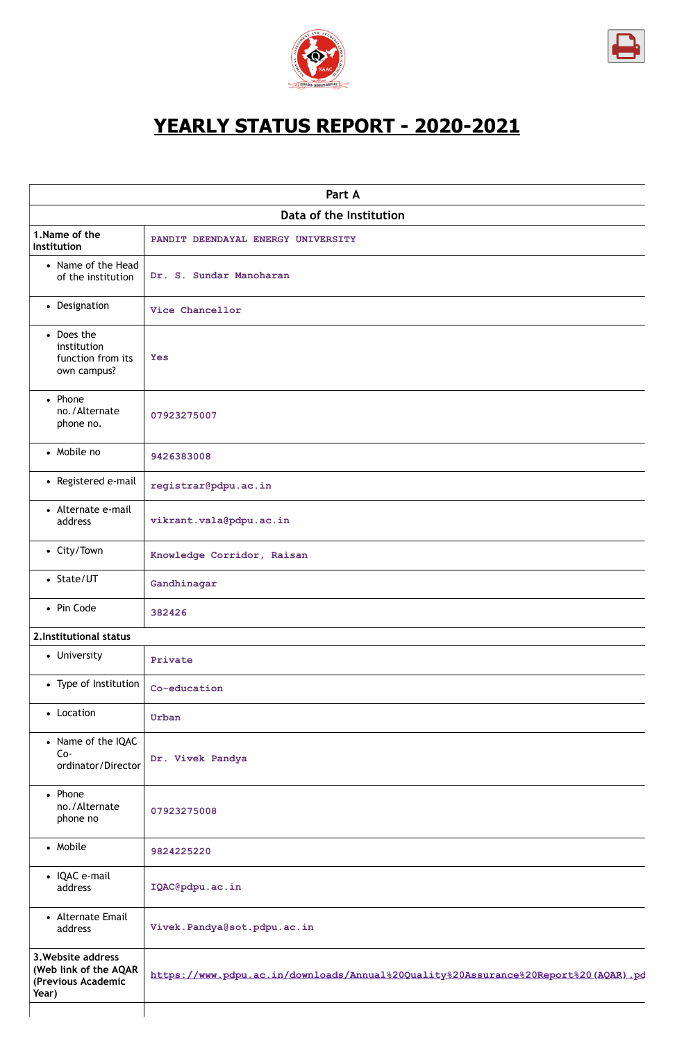# YEARLY STATUS REPORT - 2020-2021

| Part A | |
|---|---|
| **Data of the Institution** | |
| **1.Name of the Institution** | PANDIT DEENDAYAL ENERGY UNIVERSITY |
| • Name of the Head of the institution | Dr. S. Sundar Manoharan |
| • Designation | Vice Chancellor |
| • Does the institution function from its own campus? | Yes |
| • Phone no./Alternate phone no. | 07923275007 |
| • Mobile no | 9426383008 |
| • Registered e-mail | registrar@pdpu.ac.in |
| • Alternate e-mail address | vikrant.vala@pdpu.ac.in |
| • City/Town | Knowledge Corridor, Raisan |
| • State/UT | Gandhinagar |
| • Pin Code | 382426 |
| **2.Institutional status** | |
| • University | Private |
| • Type of Institution | Co-education |
| • Location | Urban |
| • Name of the IQAC Co-ordinator/Director | Dr. Vivek Pandya |
| • Phone no./Alternate phone no | 07923275008 |
| • Mobile | 9824225220 |
| • IQAC e-mail address | IQAC@pdpu.ac.in |
| • Alternate Email address | Vivek.Pandya@sot.pdpu.ac.in |
| **3.Website address (Web link of the AQAR (Previous Academic Year)** | https://www.pdpu.ac.in/downloads/Annual%20Quality%20Assurance%20Report%20(AQAR).pd |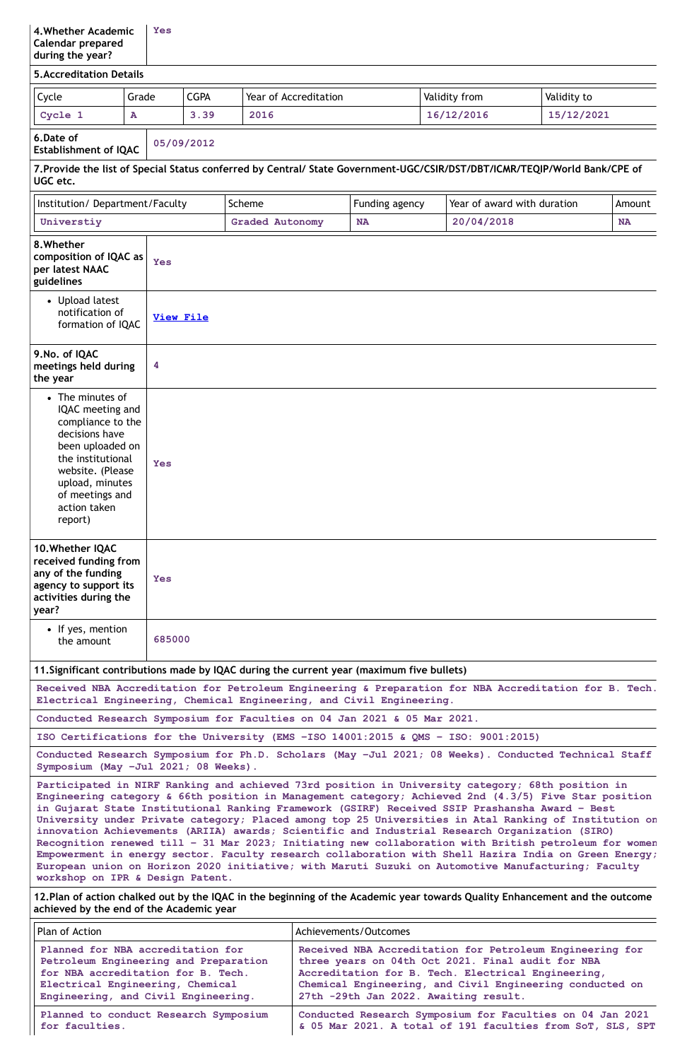| 4.Whether Academic Calendar prepared during the year? | Yes |
|---|---|

**5.Accreditation Details**

| Cycle | Grade | CGPA | Year of Accreditation | Validity from | Validity to |
|---|---|---|---|---|---|
| Cycle 1 | A | 3.39 | 2016 | 16/12/2016 | 15/12/2021 |

| 6.Date of Establishment of IQAC | 05/09/2012 |
|---|---|

**7.Provide the list of Special Status conferred by Central/ State Government-UGC/CSIR/DST/DBT/ICMR/TEQIP/World Bank/CPE of UGC etc.**

| Institution/ Department/Faculty | Scheme | Funding agency | Year of award with duration | Amount |
|---|---|---|---|---|
| Universtiy | Graded Autonomy | NA | 20/04/2018 | NA |

| 8.Whether composition of IQAC as per latest NAAC guidelines | Yes |
|---|---|
| • Upload latest notification of formation of IQAC | View File |
| 9.No. of IQAC meetings held during the year | 4 |
| • The minutes of IQAC meeting and compliance to the decisions have been uploaded on the institutional website. (Please upload, minutes of meetings and action taken report) | Yes |
| 10.Whether IQAC received funding from any of the funding agency to support its activities during the year? | Yes |
| • If yes, mention the amount | 685000 |

**11.Significant contributions made by IQAC during the current year (maximum five bullets)**

Received NBA Accreditation for Petroleum Engineering & Preparation for NBA Accreditation for B. Tech. Electrical Engineering, Chemical Engineering, and Civil Engineering.

Conducted Research Symposium for Faculties on 04 Jan 2021 & 05 Mar 2021.

ISO Certifications for the University (EMS -ISO 14001:2015 & QMS - ISO: 9001:2015)

Conducted Research Symposium for Ph.D. Scholars (May -Jul 2021; 08 Weeks). Conducted Technical Staff Symposium (May -Jul 2021; 08 Weeks).

Participated in NIRF Ranking and achieved 73rd position in University category; 68th position in Engineering category & 66th position in Management category; Achieved 2nd (4.3/5) Five Star position in Gujarat State Institutional Ranking Framework (GSIRF) Received SSIP Prashansha Award - Best University under Private category; Placed among top 25 Universities in Atal Ranking of Institution on innovation Achievements (ARIIA) awards; Scientific and Industrial Research Organization (SIRO) Recognition renewed till - 31 Mar 2023; Initiating new collaboration with British petroleum for women Empowerment in energy sector. Faculty research collaboration with Shell Hazira India on Green Energy; European union on Horizon 2020 initiative; with Maruti Suzuki on Automotive Manufacturing; Faculty workshop on IPR & Design Patent.

**12.Plan of action chalked out by the IQAC in the beginning of the Academic year towards Quality Enhancement and the outcome achieved by the end of the Academic year**

| Plan of Action | Achievements/Outcomes |
|---|---|
| Planned for NBA accreditation for Petroleum Engineering and Preparation for NBA accreditation for B. Tech. Electrical Engineering, Chemical Engineering, and Civil Engineering. | Received NBA Accreditation for Petroleum Engineering for three years on 04th Oct 2021. Final audit for NBA Accreditation for B. Tech. Electrical Engineering, Chemical Engineering, and Civil Engineering conducted on 27th -29th Jan 2022. Awaiting result. |
| Planned to conduct Research Symposium for faculties. | Conducted Research Symposium for Faculties on 04 Jan 2021 & 05 Mar 2021. A total of 191 faculties from SoT, SLS, SPT |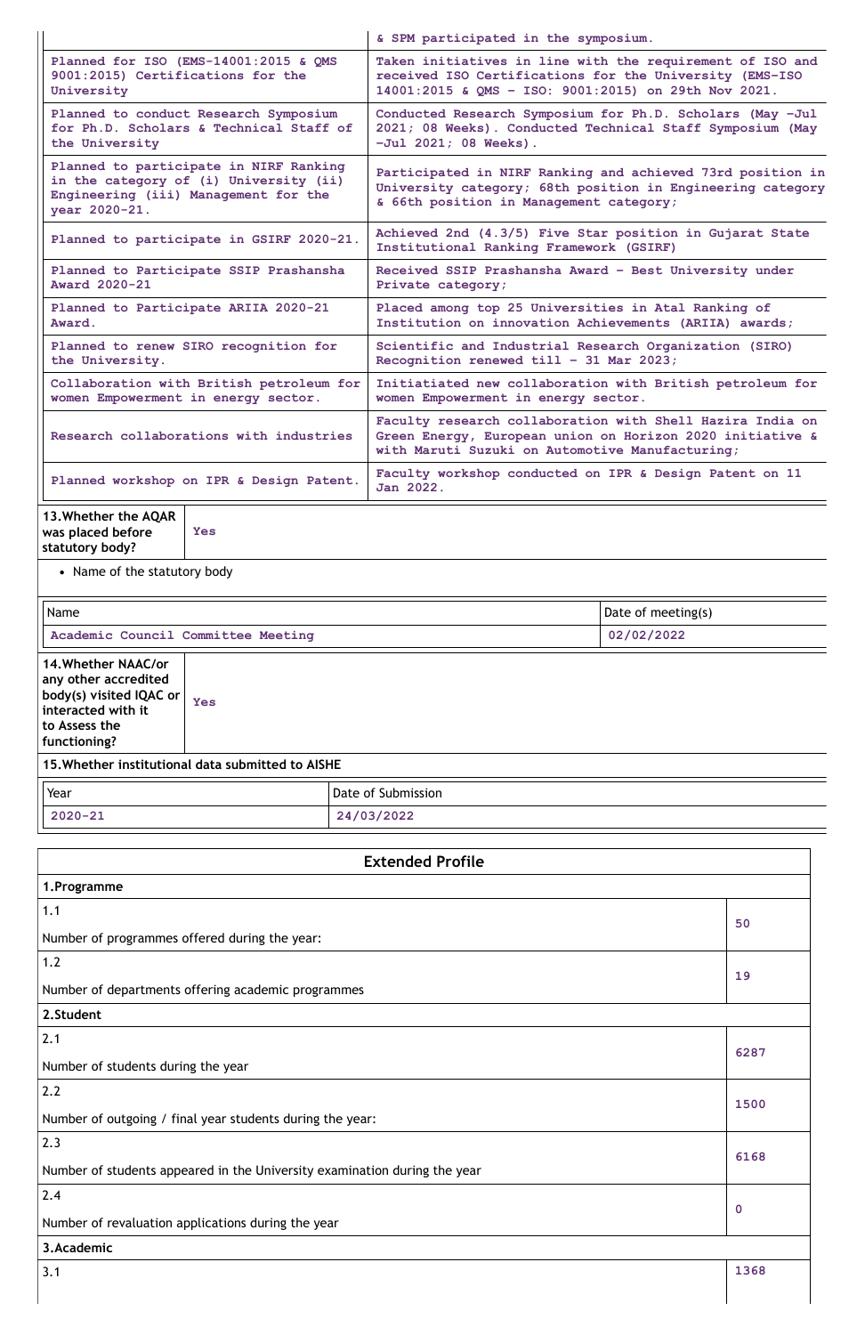| | |
|---|---|
| | & SPM participated in the symposium. |
| Planned for ISO (EMS-14001:2015 & QMS 9001:2015) Certifications for the University | Taken initiatives in line with the requirement of ISO and received ISO Certifications for the University (EMS-ISO 14001:2015 & QMS - ISO: 9001:2015) on 29th Nov 2021. |
| Planned to conduct Research Symposium for Ph.D. Scholars & Technical Staff of the University | Conducted Research Symposium for Ph.D. Scholars (May -Jul 2021; 08 Weeks). Conducted Technical Staff Symposium (May -Jul 2021; 08 Weeks). |
| Planned to participate in NIRF Ranking in the category of (i) University (ii) Engineering (iii) Management for the year 2020-21. | Participated in NIRF Ranking and achieved 73rd position in University category; 68th position in Engineering category & 66th position in Management category; |
| Planned to participate in GSIRF 2020-21. | Achieved 2nd (4.3/5) Five Star position in Gujarat State Institutional Ranking Framework (GSIRF) |
| Planned to Participate SSIP Prashansha Award 2020-21 | Received SSIP Prashansha Award - Best University under Private category; |
| Planned to Participate ARIIA 2020-21 Award. | Placed among top 25 Universities in Atal Ranking of Institution on innovation Achievements (ARIIA) awards; |
| Planned to renew SIRO recognition for the University. | Scientific and Industrial Research Organization (SIRO) Recognition renewed till - 31 Mar 2023; |
| Collaboration with British petroleum for women Empowerment in energy sector. | Initiatiated new collaboration with British petroleum for women Empowerment in energy sector. |
| Research collaborations with industries | Faculty research collaboration with Shell Hazira India on Green Energy, European union on Horizon 2020 initiative & with Maruti Suzuki on Automotive Manufacturing; |
| Planned workshop on IPR & Design Patent. | Faculty workshop conducted on IPR & Design Patent on 11 Jan 2022. |

| 13.Whether the AQAR was placed before statutory body? | Yes |
|---|---|

- Name of the statutory body

| Name | Date of meeting(s) |
|---|---|
| Academic Council Committee Meeting | 02/02/2022 |

| 14.Whether NAAC/or any other accredited body(s) visited IQAC or interacted with it to Assess the functioning? | Yes |
|---|---|

**15.Whether institutional data submitted to AISHE**

| Year | Date of Submission |
|---|---|
| 2020-21 | 24/03/2022 |

## Extended Profile

| | |
|---|---|
| **1.Programme** | |
| 1.1<br>Number of programmes offered during the year: | 50 |
| 1.2<br>Number of departments offering academic programmes | 19 |
| **2.Student** | |
| 2.1<br>Number of students during the year | 6287 |
| 2.2<br>Number of outgoing / final year students during the year: | 1500 |
| 2.3<br>Number of students appeared in the University examination during the year | 6168 |
| 2.4<br>Number of revaluation applications during the year | 0 |
| **3.Academic** | |
| 3.1 | 1368 |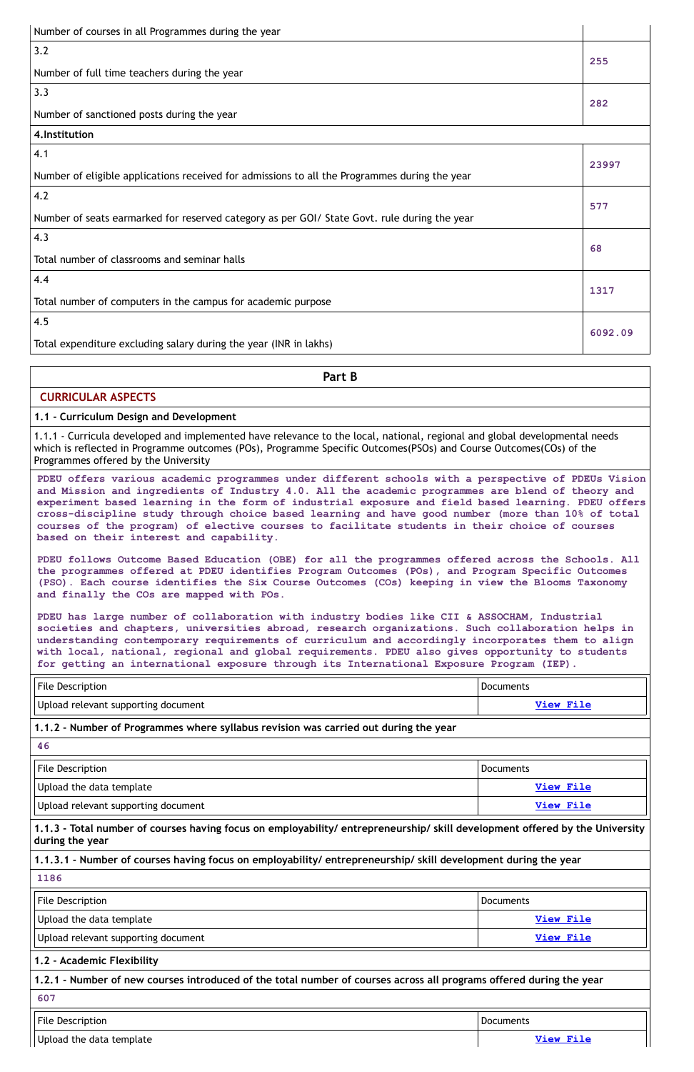| | |
|---|---|
| Number of courses in all Programmes during the year | |
| 3.2<br>Number of full time teachers during the year | 255 |
| 3.3<br>Number of sanctioned posts during the year | 282 |
| **4.Institution** | |
| 4.1<br>Number of eligible applications received for admissions to all the Programmes during the year | 23997 |
| 4.2<br>Number of seats earmarked for reserved category as per GOI/ State Govt. rule during the year | 577 |
| 4.3<br>Total number of classrooms and seminar halls | 68 |
| 4.4<br>Total number of computers in the campus for academic purpose | 1317 |
| 4.5<br>Total expenditure excluding salary during the year (INR in lakhs) | 6092.09 |

## Part B

### CURRICULAR ASPECTS

**1.1 - Curriculum Design and Development**

1.1.1 - Curricula developed and implemented have relevance to the local, national, regional and global developmental needs which is reflected in Programme outcomes (POs), Programme Specific Outcomes(PSOs) and Course Outcomes(COs) of the Programmes offered by the University

PDEU offers various academic programmes under different schools with a perspective of PDEUs Vision and Mission and ingredients of Industry 4.0. All the academic programmes are blend of theory and experiment based learning in the form of industrial exposure and field based learning. PDEU offers cross-discipline study through choice based learning and have good number (more than 10% of total courses of the program) of elective courses to facilitate students in their choice of courses based on their interest and capability.

PDEU follows Outcome Based Education (OBE) for all the programmes offered across the Schools. All the programmes offered at PDEU identifies Program Outcomes (POs), and Program Specific Outcomes (PSO). Each course identifies the Six Course Outcomes (COs) keeping in view the Blooms Taxonomy and finally the COs are mapped with POs.

PDEU has large number of collaboration with industry bodies like CII & ASSOCHAM, Industrial societies and chapters, universities abroad, research organizations. Such collaboration helps in understanding contemporary requirements of curriculum and accordingly incorporates them to align with local, national, regional and global requirements. PDEU also gives opportunity to students for getting an international exposure through its International Exposure Program (IEP).

| File Description | Documents |
|---|---|
| Upload relevant supporting document | View File |

**1.1.2 - Number of Programmes where syllabus revision was carried out during the year**

46

| File Description | Documents |
|---|---|
| Upload the data template | View File |
| Upload relevant supporting document | View File |

**1.1.3 - Total number of courses having focus on employability/ entrepreneurship/ skill development offered by the University during the year**

**1.1.3.1 - Number of courses having focus on employability/ entrepreneurship/ skill development during the year**

1186

| File Description | Documents |
|---|---|
| Upload the data template | View File |
| Upload relevant supporting document | View File |

**1.2 - Academic Flexibility**

**1.2.1 - Number of new courses introduced of the total number of courses across all programs offered during the year**

607

| File Description | Documents |
|---|---|
| Upload the data template | View File |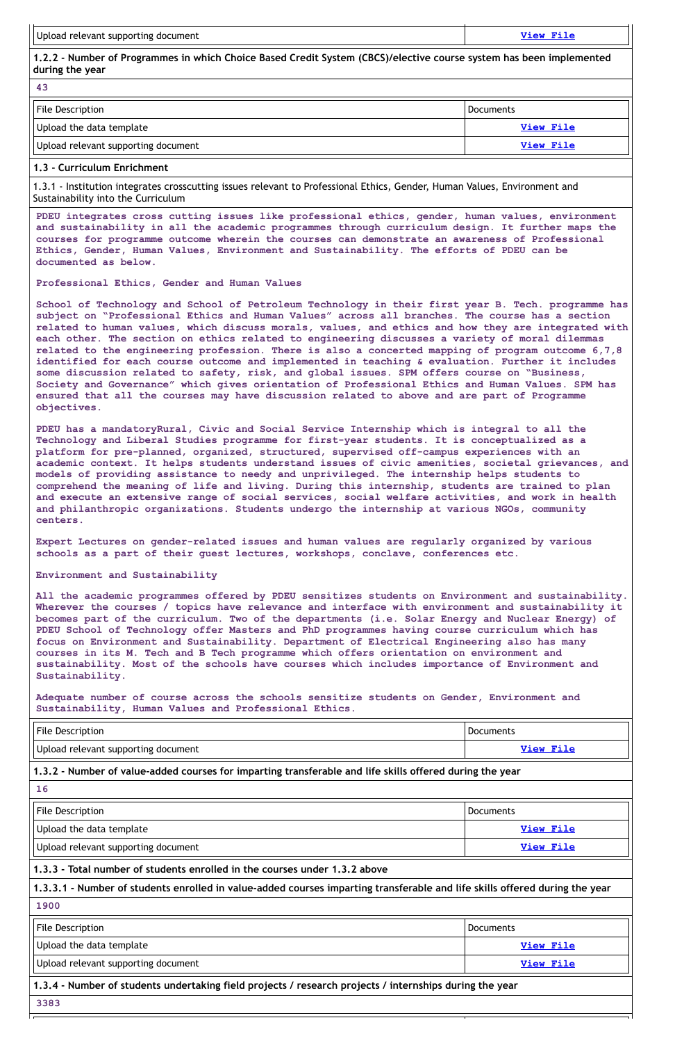| Upload relevant supporting document | View File |
|---|---|

**1.2.2 - Number of Programmes in which Choice Based Credit System (CBCS)/elective course system has been implemented during the year**

43

| File Description | Documents |
|---|---|
| Upload the data template | View File |
| Upload relevant supporting document | View File |

**1.3 - Curriculum Enrichment**

1.3.1 - Institution integrates crosscutting issues relevant to Professional Ethics, Gender, Human Values, Environment and Sustainability into the Curriculum

PDEU integrates cross cutting issues like professional ethics, gender, human values, environment and sustainability in all the academic programmes through curriculum design. It further maps the courses for programme outcome wherein the courses can demonstrate an awareness of Professional Ethics, Gender, Human Values, Environment and Sustainability. The efforts of PDEU can be documented as below.

Professional Ethics, Gender and Human Values

School of Technology and School of Petroleum Technology in their first year B. Tech. programme has subject on "Professional Ethics and Human Values" across all branches. The course has a section related to human values, which discuss morals, values, and ethics and how they are integrated with each other. The section on ethics related to engineering discusses a variety of moral dilemmas related to the engineering profession. There is also a concerted mapping of program outcome 6,7,8 identified for each course outcome and implemented in teaching & evaluation. Further it includes some discussion related to safety, risk, and global issues. SPM offers course on "Business, Society and Governance" which gives orientation of Professional Ethics and Human Values. SPM has ensured that all the courses may have discussion related to above and are part of Programme objectives.

PDEU has a mandatoryRural, Civic and Social Service Internship which is integral to all the Technology and Liberal Studies programme for first-year students. It is conceptualized as a platform for pre-planned, organized, structured, supervised off-campus experiences with an academic context. It helps students understand issues of civic amenities, societal grievances, and models of providing assistance to needy and unprivileged. The internship helps students to comprehend the meaning of life and living. During this internship, students are trained to plan and execute an extensive range of social services, social welfare activities, and work in health and philanthropic organizations. Students undergo the internship at various NGOs, community centers.

Expert Lectures on gender-related issues and human values are regularly organized by various schools as a part of their guest lectures, workshops, conclave, conferences etc.

Environment and Sustainability

All the academic programmes offered by PDEU sensitizes students on Environment and sustainability. Wherever the courses / topics have relevance and interface with environment and sustainability it becomes part of the curriculum. Two of the departments (i.e. Solar Energy and Nuclear Energy) of PDEU School of Technology offer Masters and PhD programmes having course curriculum which has focus on Environment and Sustainability. Department of Electrical Engineering also has many courses in its M. Tech and B Tech programme which offers orientation on environment and sustainability. Most of the schools have courses which includes importance of Environment and Sustainability.

Adequate number of course across the schools sensitize students on Gender, Environment and Sustainability, Human Values and Professional Ethics.

| File Description | Documents |
|---|---|
| Upload relevant supporting document | View File |

**1.3.2 - Number of value-added courses for imparting transferable and life skills offered during the year**

16

| File Description | Documents |
|---|---|
| Upload the data template | View File |
| Upload relevant supporting document | View File |

**1.3.3 - Total number of students enrolled in the courses under 1.3.2 above**

**1.3.3.1 - Number of students enrolled in value-added courses imparting transferable and life skills offered during the year**

1900

| File Description | Documents |
|---|---|
| Upload the data template | View File |
| Upload relevant supporting document | View File |

**1.3.4 - Number of students undertaking field projects / research projects / internships during the year**

3383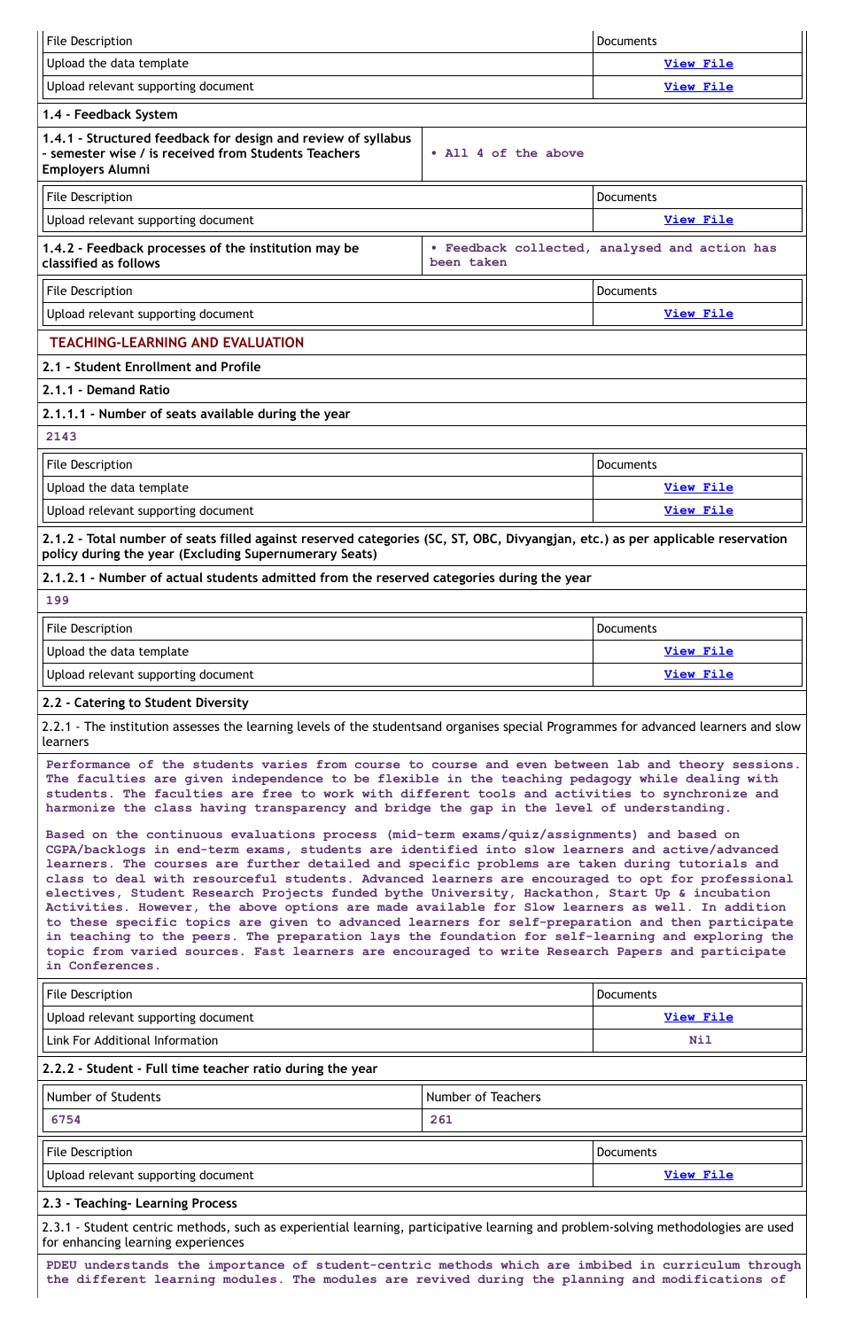| File Description | Documents |
|---|---|
| Upload the data template | View File |
| Upload relevant supporting document | View File |

**1.4 - Feedback System**

| 1.4.1 - Structured feedback for design and review of syllabus - semester wise / is received from Students Teachers Employers Alumni | • All 4 of the above |
|---|---|

| File Description | Documents |
|---|---|
| Upload relevant supporting document | View File |

| 1.4.2 - Feedback processes of the institution may be classified as follows | • Feedback collected, analysed and action has been taken |
|---|---|

| File Description | Documents |
|---|---|
| Upload relevant supporting document | View File |

## TEACHING-LEARNING AND EVALUATION

**2.1 - Student Enrollment and Profile**

**2.1.1 - Demand Ratio**

**2.1.1.1 - Number of seats available during the year**

2143

| File Description | Documents |
|---|---|
| Upload the data template | View File |
| Upload relevant supporting document | View File |

**2.1.2 - Total number of seats filled against reserved categories (SC, ST, OBC, Divyangjan, etc.) as per applicable reservation policy during the year (Excluding Supernumerary Seats)**

**2.1.2.1 - Number of actual students admitted from the reserved categories during the year**

199

| File Description | Documents |
|---|---|
| Upload the data template | View File |
| Upload relevant supporting document | View File |

**2.2 - Catering to Student Diversity**

2.2.1 - The institution assesses the learning levels of the studentsand organises special Programmes for advanced learners and slow learners

Performance of the students varies from course to course and even between lab and theory sessions. The faculties are given independence to be flexible in the teaching pedagogy while dealing with students. The faculties are free to work with different tools and activities to synchronize and harmonize the class having transparency and bridge the gap in the level of understanding.

Based on the continuous evaluations process (mid-term exams/quiz/assignments) and based on CGPA/backlogs in end-term exams, students are identified into slow learners and active/advanced learners. The courses are further detailed and specific problems are taken during tutorials and class to deal with resourceful students. Advanced learners are encouraged to opt for professional electives, Student Research Projects funded bythe University, Hackathon, Start Up & incubation Activities. However, the above options are made available for Slow learners as well. In addition to these specific topics are given to advanced learners for self-preparation and then participate in teaching to the peers. The preparation lays the foundation for self-learning and exploring the topic from varied sources. Fast learners are encouraged to write Research Papers and participate in Conferences.

| File Description | Documents |
|---|---|
| Upload relevant supporting document | View File |
| Link For Additional Information | Nil |

**2.2.2 - Student - Full time teacher ratio during the year**

| Number of Students | Number of Teachers |
|---|---|
| 6754 | 261 |

| File Description | Documents |
|---|---|
| Upload relevant supporting document | View File |

**2.3 - Teaching- Learning Process**

2.3.1 - Student centric methods, such as experiential learning, participative learning and problem-solving methodologies are used for enhancing learning experiences

PDEU understands the importance of student-centric methods which are imbibed in curriculum through the different learning modules. The modules are revived during the planning and modifications of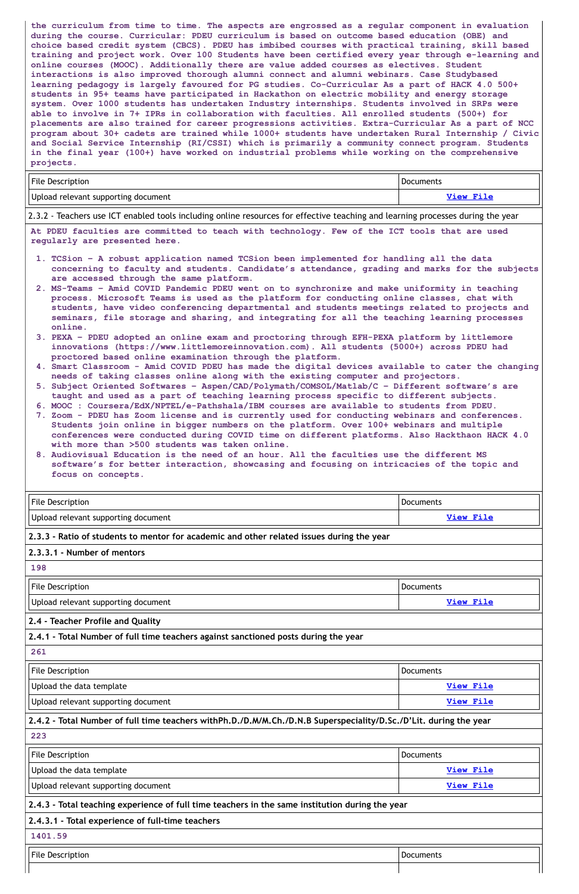the curriculum from time to time. The aspects are engrossed as a regular component in evaluation during the course. Curricular: PDEU curriculum is based on outcome based education (OBE) and choice based credit system (CBCS). PDEU has imbibed courses with practical training, skill based training and project work. Over 100 Students have been certified every year through e-learning and online courses (MOOC). Additionally there are value added courses as electives. Student interactions is also improved thorough alumni connect and alumni webinars. Case Studybased learning pedagogy is largely favoured for PG studies. Co-Curricular As a part of HACK 4.0 500+ students in 95+ teams have participated in Hackathon on electric mobility and energy storage system. Over 1000 students has undertaken Industry internships. Students involved in SRPs were able to involve in 7+ IPRs in collaboration with faculties. All enrolled students (500+) for placements are also trained for career progressions activities. Extra-Curricular As a part of NCC program about 30+ cadets are trained while 1000+ students have undertaken Rural Internship / Civic and Social Service Internship (RI/CSSI) which is primarily a community connect program. Students in the final year (100+) have worked on industrial problems while working on the comprehensive projects.

| File Description | Documents |
| --- | --- |
| Upload relevant supporting document | View File |

2.3.2 - Teachers use ICT enabled tools including online resources for effective teaching and learning processes during the year

At PDEU faculties are committed to teach with technology. Few of the ICT tools that are used regularly are presented here.

1. TCSion – A robust application named TCSion been implemented for handling all the data concerning to faculty and students. Candidate's attendance, grading and marks for the subjects are accessed through the same platform.
2. MS-Teams – Amid COVID Pandemic PDEU went on to synchronize and make uniformity in teaching process. Microsoft Teams is used as the platform for conducting online classes, chat with students, have video conferencing departmental and students meetings related to projects and seminars, file storage and sharing, and integrating for all the teaching learning processes online.
3. PEXA – PDEU adopted an online exam and proctoring through EFH-PEXA platform by littlemore innovations (https://www.littlemoreinnovation.com). All students (5000+) across PDEU had proctored based online examination through the platform.
4. Smart Classroom - Amid COVID PDEU has made the digital devices available to cater the changing needs of taking classes online along with the existing computer and projectors.
5. Subject Oriented Softwares – Aspen/CAD/Polymath/COMSOL/Matlab/C – Different software's are taught and used as a part of teaching learning process specific to different subjects.
6. MOOC : Coursera/EdX/NPTEL/e-Pathshala/IBM courses are available to students from PDEU.
7. Zoom - PDEU has Zoom license and is currently used for conducting webinars and conferences. Students join online in bigger numbers on the platform. Over 100+ webinars and multiple conferences were conducted during COVID time on different platforms. Also Hackthaon HACK 4.0 with more than >500 students was taken online.
8. Audiovisual Education is the need of an hour. All the faculties use the different MS software's for better interaction, showcasing and focusing on intricacies of the topic and focus on concepts.

| File Description | Documents |
| --- | --- |
| Upload relevant supporting document | View File |

**2.3.3 - Ratio of students to mentor for academic and other related issues during the year**

**2.3.3.1 - Number of mentors**

198

| File Description | Documents |
| --- | --- |
| Upload relevant supporting document | View File |

**2.4 - Teacher Profile and Quality**

**2.4.1 - Total Number of full time teachers against sanctioned posts during the year**

261

| File Description | Documents |
| --- | --- |
| Upload the data template | View File |
| Upload relevant supporting document | View File |

**2.4.2 - Total Number of full time teachers withPh.D./D.M/M.Ch./D.N.B Superspeciality/D.Sc./D'Lit. during the year**

223

| File Description | Documents |
| --- | --- |
| Upload the data template | View File |
| Upload relevant supporting document | View File |

**2.4.3 - Total teaching experience of full time teachers in the same institution during the year**

**2.4.3.1 - Total experience of full-time teachers**

1401.59

| File Description | Documents |
| --- | --- |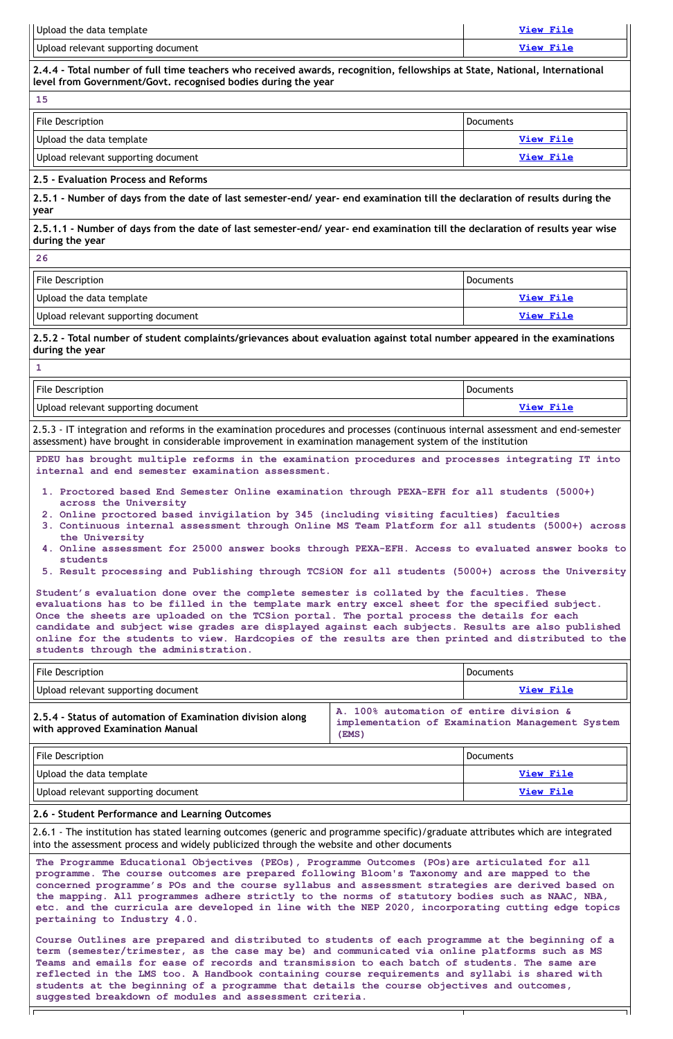| Upload the data template | View File |
|---|---|
| Upload relevant supporting document | View File |

**2.4.4 - Total number of full time teachers who received awards, recognition, fellowships at State, National, International level from Government/Govt. recognised bodies during the year**

15

| File Description | Documents |
|---|---|
| Upload the data template | View File |
| Upload relevant supporting document | View File |

**2.5 - Evaluation Process and Reforms**

**2.5.1 - Number of days from the date of last semester-end/ year- end examination till the declaration of results during the year**

**2.5.1.1 - Number of days from the date of last semester-end/ year- end examination till the declaration of results year wise during the year**

26

| File Description | Documents |
|---|---|
| Upload the data template | View File |
| Upload relevant supporting document | View File |

**2.5.2 - Total number of student complaints/grievances about evaluation against total number appeared in the examinations during the year**

1

| File Description | Documents |
|---|---|
| Upload relevant supporting document | View File |

2.5.3 - IT integration and reforms in the examination procedures and processes (continuous internal assessment and end-semester assessment) have brought in considerable improvement in examination management system of the institution

PDEU has brought multiple reforms in the examination procedures and processes integrating IT into internal and end semester examination assessment.

1. Proctored based End Semester Online examination through PEXA-EFH for all students (5000+) across the University
2. Online proctored based invigilation by 345 (including visiting faculties) faculties
3. Continuous internal assessment through Online MS Team Platform for all students (5000+) across the University
4. Online assessment for 25000 answer books through PEXA-EFH. Access to evaluated answer books to students
5. Result processing and Publishing through TCSiON for all students (5000+) across the University

Student's evaluation done over the complete semester is collated by the faculties. These evaluations has to be filled in the template mark entry excel sheet for the specified subject. Once the sheets are uploaded on the TCSion portal. The portal process the details for each candidate and subject wise grades are displayed against each subjects. Results are also published online for the students to view. Hardcopies of the results are then printed and distributed to the students through the administration.

| File Description | Documents |
|---|---|
| Upload relevant supporting document | View File |

| **2.5.4 - Status of automation of Examination division along with approved Examination Manual** | A. 100% automation of entire division & implementation of Examination Management System (EMS) |
|---|---|

| File Description | Documents |
|---|---|
| Upload the data template | View File |
| Upload relevant supporting document | View File |

**2.6 - Student Performance and Learning Outcomes**

2.6.1 - The institution has stated learning outcomes (generic and programme specific)/graduate attributes which are integrated into the assessment process and widely publicized through the website and other documents

The Programme Educational Objectives (PEOs), Programme Outcomes (POs)are articulated for all programme. The course outcomes are prepared following Bloom's Taxonomy and are mapped to the concerned programme's POs and the course syllabus and assessment strategies are derived based on the mapping. All programmes adhere strictly to the norms of statutory bodies such as NAAC, NBA, etc. and the curricula are developed in line with the NEP 2020, incorporating cutting edge topics pertaining to Industry 4.0.

Course Outlines are prepared and distributed to students of each programme at the beginning of a term (semester/trimester, as the case may be) and communicated via online platforms such as MS Teams and emails for ease of records and transmission to each batch of students. The same are reflected in the LMS too. A Handbook containing course requirements and syllabi is shared with students at the beginning of a programme that details the course objectives and outcomes, suggested breakdown of modules and assessment criteria.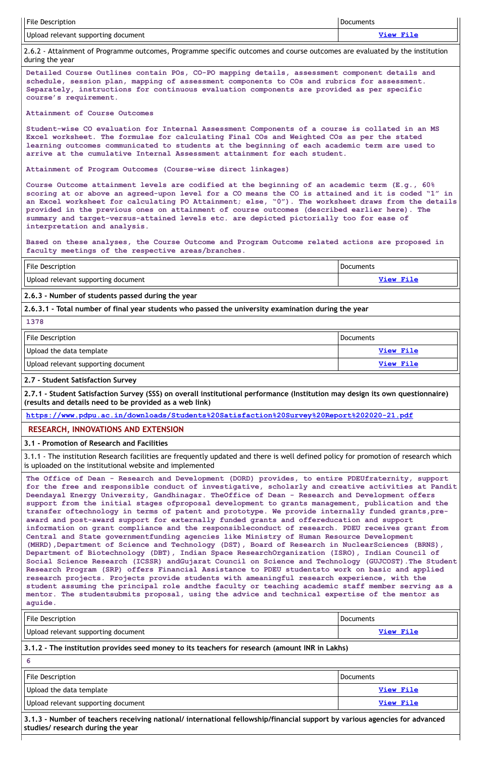| File Description | Documents |
|---|---|
| Upload relevant supporting document | View File |

2.6.2 - Attainment of Programme outcomes, Programme specific outcomes and course outcomes are evaluated by the institution during the year

Detailed Course Outlines contain POs, CO-PO mapping details, assessment component details and schedule, session plan, mapping of assessment components to COs and rubrics for assessment. Separately, instructions for continuous evaluation components are provided as per specific course's requirement.

Attainment of Course Outcomes

Student-wise CO evaluation for Internal Assessment Components of a course is collated in an MS Excel worksheet. The formulae for calculating Final COs and Weighted COs as per the stated learning outcomes communicated to students at the beginning of each academic term are used to arrive at the cumulative Internal Assessment attainment for each student.

Attainment of Program Outcomes (Course-wise direct linkages)

Course Outcome attainment levels are codified at the beginning of an academic term (E.g., 60% scoring at or above an agreed-upon level for a CO means the CO is attained and it is coded "1" in an Excel worksheet for calculating PO Attainment; else, "0"). The worksheet draws from the details provided in the previous ones on attainment of course outcomes (described earlier here). The summary and target-versus-attained levels etc. are depicted pictorially too for ease of interpretation and analysis.

Based on these analyses, the Course Outcome and Program Outcome related actions are proposed in faculty meetings of the respective areas/branches.

| File Description | Documents |
|---|---|
| Upload relevant supporting document | View File |

**2.6.3 - Number of students passed during the year**

**2.6.3.1 - Total number of final year students who passed the university examination during the year**

1378

| File Description | Documents |
|---|---|
| Upload the data template | View File |
| Upload relevant supporting document | View File |

**2.7 - Student Satisfaction Survey**

**2.7.1 - Student Satisfaction Survey (SSS) on overall institutional performance (Institution may design its own questionnaire) (results and details need to be provided as a web link)**

https://www.pdpu.ac.in/downloads/Students%20Satisfaction%20Survey%20Report%202020-21.pdf

## RESEARCH, INNOVATIONS AND EXTENSION

**3.1 - Promotion of Research and Facilities**

3.1.1 - The institution Research facilities are frequently updated and there is well defined policy for promotion of research which is uploaded on the institutional website and implemented

The Office of Dean - Research and Development (DORD) provides, to entire PDEUfraternity, support for the free and responsible conduct of investigative, scholarly and creative activities at Pandit Deendayal Energy University, Gandhinagar. TheOffice of Dean - Research and Development offers support from the initial stages ofproposal development to grants management, publication and the transfer oftechnology in terms of patent and prototype. We provide internally funded grants,pre-award and post-award support for externally funded grants and offereducation and support information on grant compliance and the responsibleconduct of research. PDEU receives grant from Central and State governmentfunding agencies like Ministry of Human Resource Development (MHRD),Department of Science and Technology (DST), Board of Research in NuclearSciences (BRNS), Department of Biotechnology (DBT), Indian Space ResearchOrganization (ISRO), Indian Council of Social Science Research (ICSSR) andGujarat Council on Science and Technology (GUJCOST).The Student Research Program (SRP) offers Financial Assistance to PDEU studentsto work on basic and applied research projects. Projects provide students with ameaningful research experience, with the student assuming the principal role andthe faculty or teaching academic staff member serving as a mentor. The studentsubmits proposal, using the advice and technical expertise of the mentor as aguide.

| File Description | Documents |
|---|---|
| Upload relevant supporting document | View File |

**3.1.2 - The institution provides seed money to its teachers for research (amount INR in Lakhs)**

6

| File Description | Documents |
|---|---|
| Upload the data template | View File |
| Upload relevant supporting document | View File |

**3.1.3 - Number of teachers receiving national/ international fellowship/financial support by various agencies for advanced studies/ research during the year**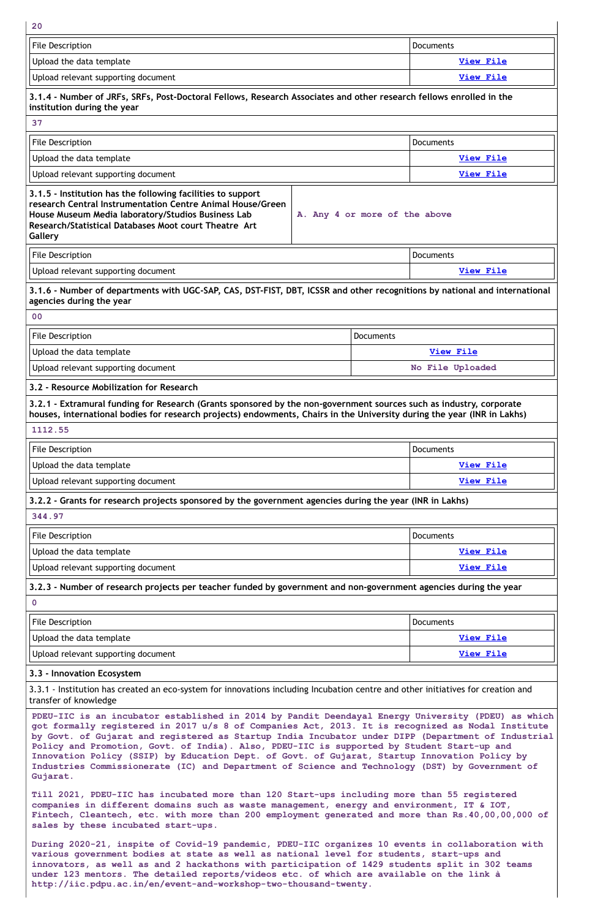20

| File Description | Documents |
|---|---|
| Upload the data template | View File |
| Upload relevant supporting document | View File |

**3.1.4 - Number of JRFs, SRFs, Post-Doctoral Fellows, Research Associates and other research fellows enrolled in the institution during the year**

37

| File Description | Documents |
|---|---|
| Upload the data template | View File |
| Upload relevant supporting document | View File |

| **3.1.5 - Institution has the following facilities to support research Central Instrumentation Centre Animal House/Green House Museum Media laboratory/Studios Business Lab Research/Statistical Databases Moot court Theatre Art Gallery** | A. Any 4 or more of the above |
|---|---|

| File Description | Documents |
|---|---|
| Upload relevant supporting document | View File |

**3.1.6 - Number of departments with UGC-SAP, CAS, DST-FIST, DBT, ICSSR and other recognitions by national and international agencies during the year**

00

| File Description | Documents |
|---|---|
| Upload the data template | View File |
| Upload relevant supporting document | No File Uploaded |

**3.2 - Resource Mobilization for Research**

**3.2.1 - Extramural funding for Research (Grants sponsored by the non-government sources such as industry, corporate houses, international bodies for research projects) endowments, Chairs in the University during the year (INR in Lakhs)**

1112.55

| File Description | Documents |
|---|---|
| Upload the data template | View File |
| Upload relevant supporting document | View File |

**3.2.2 - Grants for research projects sponsored by the government agencies during the year (INR in Lakhs)**

344.97

| File Description | Documents |
|---|---|
| Upload the data template | View File |
| Upload relevant supporting document | View File |

**3.2.3 - Number of research projects per teacher funded by government and non-government agencies during the year**

0

| File Description | Documents |
|---|---|
| Upload the data template | View File |
| Upload relevant supporting document | View File |

**3.3 - Innovation Ecosystem**

3.3.1 - Institution has created an eco-system for innovations including Incubation centre and other initiatives for creation and transfer of knowledge

PDEU-IIC is an incubator established in 2014 by Pandit Deendayal Energy University (PDEU) as which got formally registered in 2017 u/s 8 of Companies Act, 2013. It is recognized as Nodal Institute by Govt. of Gujarat and registered as Startup India Incubator under DIPP (Department of Industrial Policy and Promotion, Govt. of India). Also, PDEU-IIC is supported by Student Start-up and Innovation Policy (SSIP) by Education Dept. of Govt. of Gujarat, Startup Innovation Policy by Industries Commissionerate (IC) and Department of Science and Technology (DST) by Government of Gujarat.

Till 2021, PDEU-IIC has incubated more than 120 Start-ups including more than 55 registered companies in different domains such as waste management, energy and environment, IT & IOT, Fintech, Cleantech, etc. with more than 200 employment generated and more than Rs.40,00,00,000 of sales by these incubated start-ups.

During 2020-21, inspite of Covid-19 pandemic, PDEU-IIC organizes 10 events in collaboration with various government bodies at state as well as national level for students, start-ups and innovators, as well as and 2 hackathons with participation of 1429 students split in 302 teams under 123 mentors. The detailed reports/videos etc. of which are available on the link à http://iic.pdpu.ac.in/en/event-and-workshop-two-thousand-twenty.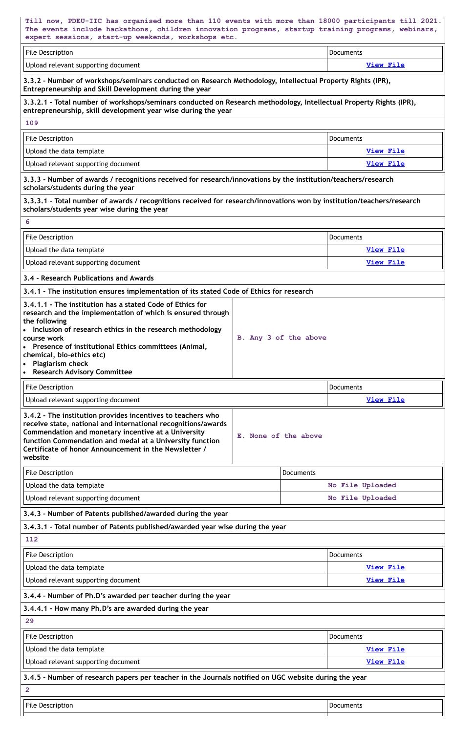Till now, PDEU-IIC has organised more than 110 events with more than 18000 participants till 2021. The events include hackathons, children innovation programs, startup training programs, webinars, expert sessions, start-up weekends, workshops etc.

| File Description | Documents |
|---|---|
| Upload relevant supporting document | View File |

**3.3.2 - Number of workshops/seminars conducted on Research Methodology, Intellectual Property Rights (IPR), Entrepreneurship and Skill Development during the year**

**3.3.2.1 - Total number of workshops/seminars conducted on Research methodology, Intellectual Property Rights (IPR), entrepreneurship, skill development year wise during the year**

109

| File Description | Documents |
|---|---|
| Upload the data template | View File |
| Upload relevant supporting document | View File |

**3.3.3 - Number of awards / recognitions received for research/innovations by the institution/teachers/research scholars/students during the year**

**3.3.3.1 - Total number of awards / recognitions received for research/innovations won by institution/teachers/research scholars/students year wise during the year**

6

| File Description | Documents |
|---|---|
| Upload the data template | View File |
| Upload relevant supporting document | View File |

**3.4 - Research Publications and Awards**

**3.4.1 - The institution ensures implementation of its stated Code of Ethics for research**

| **3.4.1.1 - The institution has a stated Code of Ethics for research and the implementation of which is ensured through the following**<br>• **Inclusion of research ethics in the research methodology course work**<br>• **Presence of institutional Ethics committees (Animal, chemical, bio-ethics etc)**<br>• **Plagiarism check**<br>• **Research Advisory Committee** | B. Any 3 of the above |
|---|---|

| File Description | Documents |
|---|---|
| Upload relevant supporting document | View File |

| **3.4.2 - The institution provides incentives to teachers who receive state, national and international recognitions/awards Commendation and monetary incentive at a University function Commendation and medal at a University function Certificate of honor Announcement in the Newsletter / website** | E. None of the above |
|---|---|

| File Description | Documents |
|---|---|
| Upload the data template | No File Uploaded |
| Upload relevant supporting document | No File Uploaded |

**3.4.3 - Number of Patents published/awarded during the year**

**3.4.3.1 - Total number of Patents published/awarded year wise during the year**

112

| File Description | Documents |
|---|---|
| Upload the data template | View File |
| Upload relevant supporting document | View File |

**3.4.4 - Number of Ph.D's awarded per teacher during the year**

**3.4.4.1 - How many Ph.D's are awarded during the year**

29

| File Description | Documents |
|---|---|
| Upload the data template | View File |
| Upload relevant supporting document | View File |

**3.4.5 - Number of research papers per teacher in the Journals notified on UGC website during the year**

2

| File Description | Documents |
|---|---|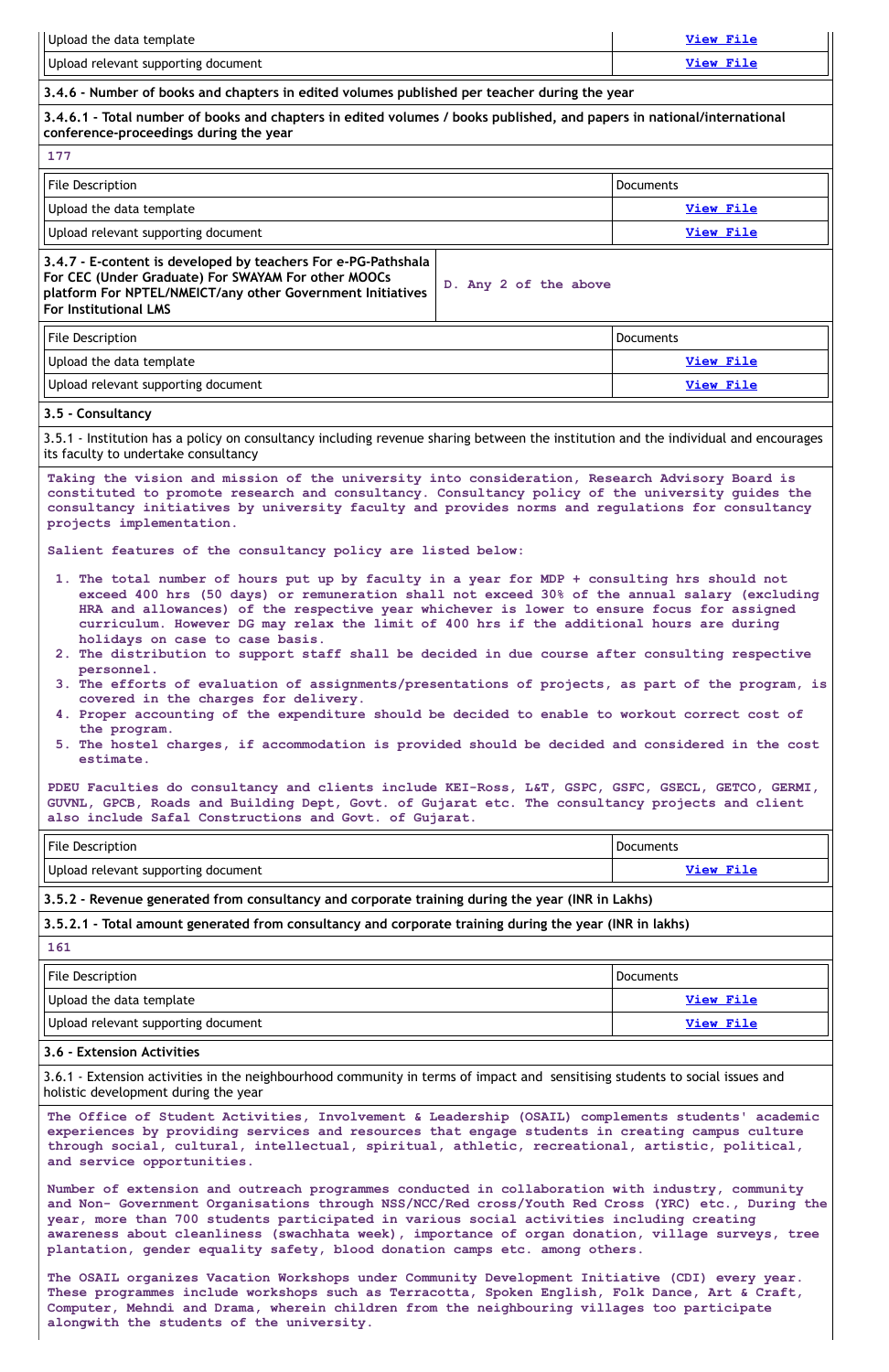| Upload the data template | View File |
|---|---|
| Upload relevant supporting document | View File |

**3.4.6 - Number of books and chapters in edited volumes published per teacher during the year**

**3.4.6.1 - Total number of books and chapters in edited volumes / books published, and papers in national/international conference-proceedings during the year**

177

| File Description | Documents |
|---|---|
| Upload the data template | View File |
| Upload relevant supporting document | View File |

| **3.4.7 - E-content is developed by teachers For e-PG-Pathshala For CEC (Under Graduate) For SWAYAM For other MOOCs platform For NPTEL/NMEICT/any other Government Initiatives For Institutional LMS** | D. Any 2 of the above |
|---|---|

| File Description | Documents |
|---|---|
| Upload the data template | View File |
| Upload relevant supporting document | View File |

**3.5 - Consultancy**

3.5.1 - Institution has a policy on consultancy including revenue sharing between the institution and the individual and encourages its faculty to undertake consultancy

Taking the vision and mission of the university into consideration, Research Advisory Board is constituted to promote research and consultancy. Consultancy policy of the university guides the consultancy initiatives by university faculty and provides norms and regulations for consultancy projects implementation.

Salient features of the consultancy policy are listed below:

1. The total number of hours put up by faculty in a year for MDP + consulting hrs should not exceed 400 hrs (50 days) or remuneration shall not exceed 30% of the annual salary (excluding HRA and allowances) of the respective year whichever is lower to ensure focus for assigned curriculum. However DG may relax the limit of 400 hrs if the additional hours are during holidays on case to case basis.
2. The distribution to support staff shall be decided in due course after consulting respective personnel.
3. The efforts of evaluation of assignments/presentations of projects, as part of the program, is covered in the charges for delivery.
4. Proper accounting of the expenditure should be decided to enable to workout correct cost of the program.
5. The hostel charges, if accommodation is provided should be decided and considered in the cost estimate.

PDEU Faculties do consultancy and clients include KEI-Ross, L&T, GSPC, GSFC, GSECL, GETCO, GERMI, GUVNL, GPCB, Roads and Building Dept, Govt. of Gujarat etc. The consultancy projects and client also include Safal Constructions and Govt. of Gujarat.

| File Description | Documents |
|---|---|
| Upload relevant supporting document | View File |

**3.5.2 - Revenue generated from consultancy and corporate training during the year (INR in Lakhs)**

**3.5.2.1 - Total amount generated from consultancy and corporate training during the year (INR in lakhs)**

161

| File Description | Documents |
|---|---|
| Upload the data template | View File |
| Upload relevant supporting document | View File |

**3.6 - Extension Activities**

3.6.1 - Extension activities in the neighbourhood community in terms of impact and sensitising students to social issues and holistic development during the year

The Office of Student Activities, Involvement & Leadership (OSAIL) complements students' academic experiences by providing services and resources that engage students in creating campus culture through social, cultural, intellectual, spiritual, athletic, recreational, artistic, political, and service opportunities.

Number of extension and outreach programmes conducted in collaboration with industry, community and Non- Government Organisations through NSS/NCC/Red cross/Youth Red Cross (YRC) etc., During the year, more than 700 students participated in various social activities including creating awareness about cleanliness (swachhata week), importance of organ donation, village surveys, tree plantation, gender equality safety, blood donation camps etc. among others.

The OSAIL organizes Vacation Workshops under Community Development Initiative (CDI) every year. These programmes include workshops such as Terracotta, Spoken English, Folk Dance, Art & Craft, Computer, Mehndi and Drama, wherein children from the neighbouring villages too participate alongwith the students of the university.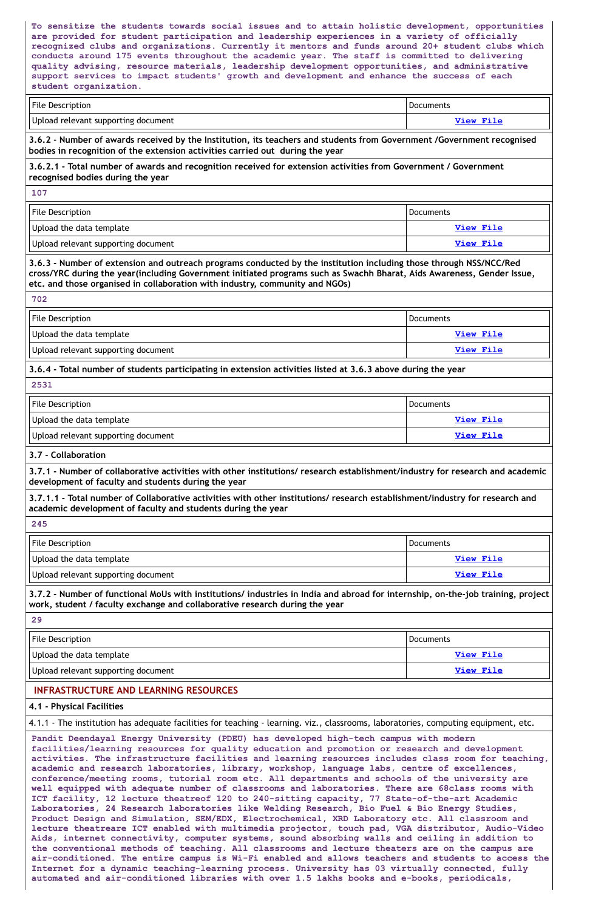To sensitize the students towards social issues and to attain holistic development, opportunities are provided for student participation and leadership experiences in a variety of officially recognized clubs and organizations. Currently it mentors and funds around 20+ student clubs which conducts around 175 events throughout the academic year. The staff is committed to delivering quality advising, resource materials, leadership development opportunities, and administrative support services to impact students' growth and development and enhance the success of each student organization.

| File Description | Documents |
|---|---|
| Upload relevant supporting document | View File |

**3.6.2 - Number of awards received by the Institution, its teachers and students from Government /Government recognised bodies in recognition of the extension activities carried out during the year**

**3.6.2.1 - Total number of awards and recognition received for extension activities from Government / Government recognised bodies during the year**

107

| File Description | Documents |
|---|---|
| Upload the data template | View File |
| Upload relevant supporting document | View File |

**3.6.3 - Number of extension and outreach programs conducted by the institution including those through NSS/NCC/Red cross/YRC during the year(including Government initiated programs such as Swachh Bharat, Aids Awareness, Gender Issue, etc. and those organised in collaboration with industry, community and NGOs)**

702

| File Description | Documents |
|---|---|
| Upload the data template | View File |
| Upload relevant supporting document | View File |

**3.6.4 - Total number of students participating in extension activities listed at 3.6.3 above during the year**

2531

| File Description | Documents |
|---|---|
| Upload the data template | View File |
| Upload relevant supporting document | View File |

**3.7 - Collaboration**

**3.7.1 - Number of collaborative activities with other institutions/ research establishment/industry for research and academic development of faculty and students during the year**

**3.7.1.1 - Total number of Collaborative activities with other institutions/ research establishment/industry for research and academic development of faculty and students during the year**

245

| File Description | Documents |
|---|---|
| Upload the data template | View File |
| Upload relevant supporting document | View File |

**3.7.2 - Number of functional MoUs with institutions/ industries in India and abroad for internship, on-the-job training, project work, student / faculty exchange and collaborative research during the year**

29

| File Description | Documents |
|---|---|
| Upload the data template | View File |
| Upload relevant supporting document | View File |

## INFRASTRUCTURE AND LEARNING RESOURCES

**4.1 - Physical Facilities**

4.1.1 - The institution has adequate facilities for teaching - learning. viz., classrooms, laboratories, computing equipment, etc.

Pandit Deendayal Energy University (PDEU) has developed high-tech campus with modern facilities/learning resources for quality education and promotion or research and development activities. The infrastructure facilities and learning resources includes class room for teaching, academic and research laboratories, library, workshop, language labs, centre of excellences, conference/meeting rooms, tutorial room etc. All departments and schools of the university are well equipped with adequate number of classrooms and laboratories. There are 68class rooms with ICT facility, 12 lecture theatreof 120 to 240-sitting capacity, 77 State-of-the-art Academic Laboratories, 24 Research laboratories like Welding Research, Bio Fuel & Bio Energy Studies, Product Design and Simulation, SEM/EDX, Electrochemical, XRD Laboratory etc. All classroom and lecture theatreare ICT enabled with multimedia projector, touch pad, VGA distributor, Audio-Video Aids, internet connectivity, computer systems, sound absorbing walls and ceiling in addition to the conventional methods of teaching. All classrooms and lecture theaters are on the campus are air-conditioned. The entire campus is Wi-Fi enabled and allows teachers and students to access the Internet for a dynamic teaching-learning process. University has 03 virtually connected, fully automated and air-conditioned libraries with over 1.5 lakhs books and e-books, periodicals,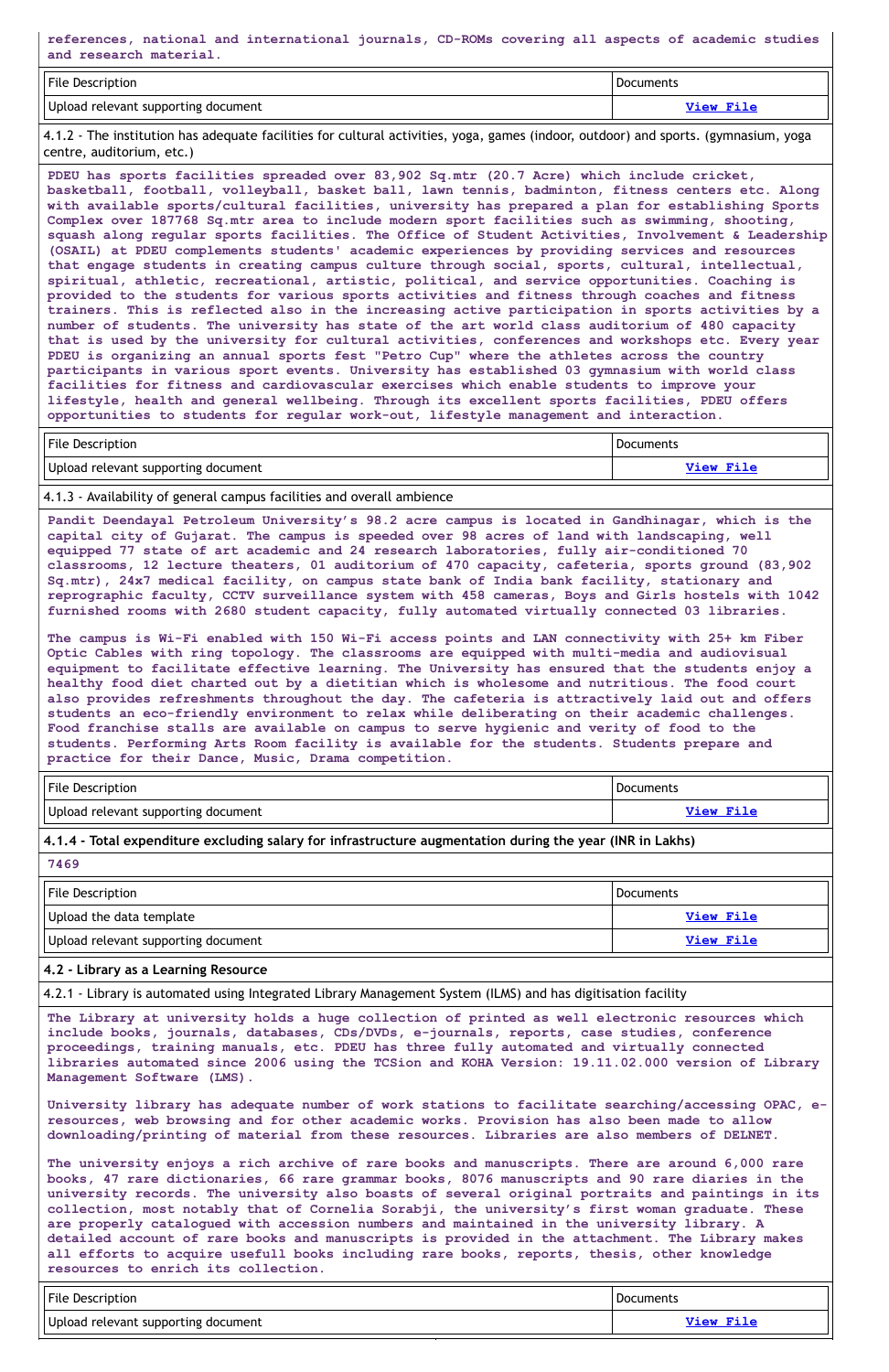references, national and international journals, CD-ROMs covering all aspects of academic studies and research material.

| File Description | Documents |
| --- | --- |
| Upload relevant supporting document | View File |

4.1.2 - The institution has adequate facilities for cultural activities, yoga, games (indoor, outdoor) and sports. (gymnasium, yoga centre, auditorium, etc.)

PDEU has sports facilities spreaded over 83,902 Sq.mtr (20.7 Acre) which include cricket, basketball, football, volleyball, basket ball, lawn tennis, badminton, fitness centers etc. Along with available sports/cultural facilities, university has prepared a plan for establishing Sports Complex over 187768 Sq.mtr area to include modern sport facilities such as swimming, shooting, squash along regular sports facilities. The Office of Student Activities, Involvement & Leadership (OSAIL) at PDEU complements students' academic experiences by providing services and resources that engage students in creating campus culture through social, sports, cultural, intellectual, spiritual, athletic, recreational, artistic, political, and service opportunities. Coaching is provided to the students for various sports activities and fitness through coaches and fitness trainers. This is reflected also in the increasing active participation in sports activities by a number of students. The university has state of the art world class auditorium of 480 capacity that is used by the university for cultural activities, conferences and workshops etc. Every year PDEU is organizing an annual sports fest "Petro Cup" where the athletes across the country participants in various sport events. University has established 03 gymnasium with world class facilities for fitness and cardiovascular exercises which enable students to improve your lifestyle, health and general wellbeing. Through its excellent sports facilities, PDEU offers opportunities to students for regular work-out, lifestyle management and interaction.

| File Description | Documents |
| --- | --- |
| Upload relevant supporting document | View File |

4.1.3 - Availability of general campus facilities and overall ambience

Pandit Deendayal Petroleum University's 98.2 acre campus is located in Gandhinagar, which is the capital city of Gujarat. The campus is speeded over 98 acres of land with landscaping, well equipped 77 state of art academic and 24 research laboratories, fully air-conditioned 70 classrooms, 12 lecture theaters, 01 auditorium of 470 capacity, cafeteria, sports ground (83,902 Sq.mtr), 24x7 medical facility, on campus state bank of India bank facility, stationary and reprographic faculty, CCTV surveillance system with 458 cameras, Boys and Girls hostels with 1042 furnished rooms with 2680 student capacity, fully automated virtually connected 03 libraries.

The campus is Wi-Fi enabled with 150 Wi-Fi access points and LAN connectivity with 25+ km Fiber Optic Cables with ring topology. The classrooms are equipped with multi-media and audiovisual equipment to facilitate effective learning. The University has ensured that the students enjoy a healthy food diet charted out by a dietitian which is wholesome and nutritious. The food court also provides refreshments throughout the day. The cafeteria is attractively laid out and offers students an eco-friendly environment to relax while deliberating on their academic challenges. Food franchise stalls are available on campus to serve hygienic and verity of food to the students. Performing Arts Room facility is available for the students. Students prepare and practice for their Dance, Music, Drama competition.

| File Description | Documents |
| --- | --- |
| Upload relevant supporting document | View File |

**4.1.4 - Total expenditure excluding salary for infrastructure augmentation during the year (INR in Lakhs)**

7469

| File Description | Documents |
| --- | --- |
| Upload the data template | View File |
| Upload relevant supporting document | View File |

**4.2 - Library as a Learning Resource**

4.2.1 - Library is automated using Integrated Library Management System (ILMS) and has digitisation facility

The Library at university holds a huge collection of printed as well electronic resources which include books, journals, databases, CDs/DVDs, e-journals, reports, case studies, conference proceedings, training manuals, etc. PDEU has three fully automated and virtually connected libraries automated since 2006 using the TCSion and KOHA Version: 19.11.02.000 version of Library Management Software (LMS).

University library has adequate number of work stations to facilitate searching/accessing OPAC, e-resources, web browsing and for other academic works. Provision has also been made to allow downloading/printing of material from these resources. Libraries are also members of DELNET.

The university enjoys a rich archive of rare books and manuscripts. There are around 6,000 rare books, 47 rare dictionaries, 66 rare grammar books, 8076 manuscripts and 90 rare diaries in the university records. The university also boasts of several original portraits and paintings in its collection, most notably that of Cornelia Sorabji, the university's first woman graduate. These are properly catalogued with accession numbers and maintained in the university library. A detailed account of rare books and manuscripts is provided in the attachment. The Library makes all efforts to acquire usefull books including rare books, reports, thesis, other knowledge resources to enrich its collection.

| File Description | Documents |
| --- | --- |
| Upload relevant supporting document | View File |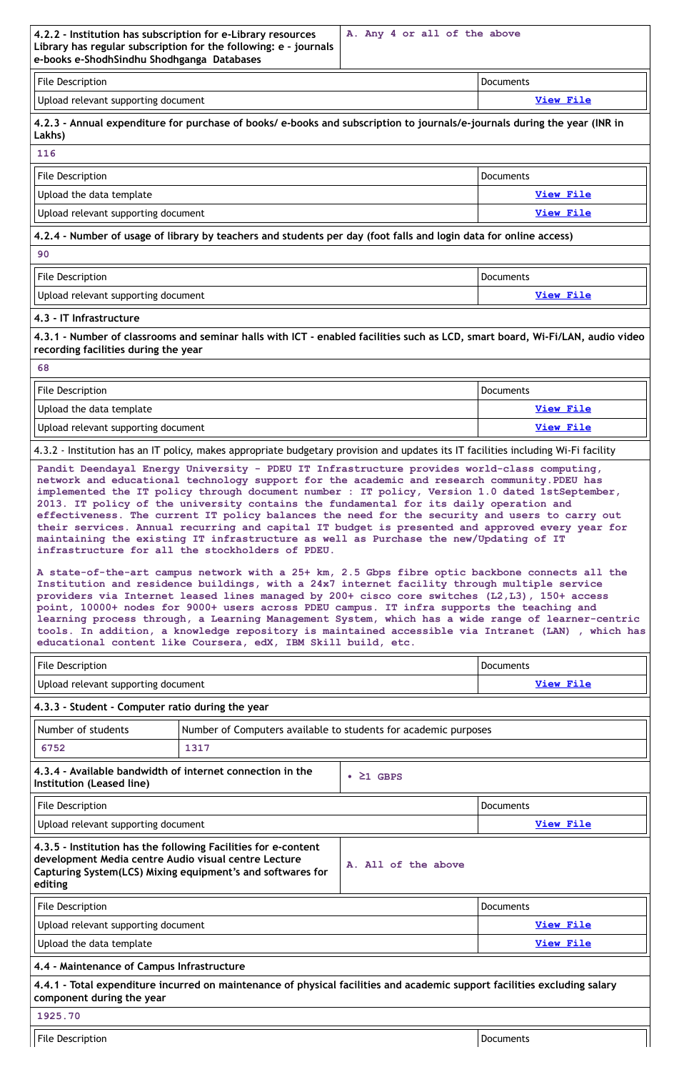| 4.2.2 - Institution has subscription for e-Library resources Library has regular subscription for the following: e - journals e-books e-ShodhSindhu Shodhganga Databases | A. Any 4 or all of the above |
|---|---|

| File Description | Documents |
|---|---|
| Upload relevant supporting document | View File |

**4.2.3 - Annual expenditure for purchase of books/ e-books and subscription to journals/e-journals during the year (INR in Lakhs)**

116

| File Description | Documents |
|---|---|
| Upload the data template | View File |
| Upload relevant supporting document | View File |

**4.2.4 - Number of usage of library by teachers and students per day (foot falls and login data for online access)**

90

| File Description | Documents |
|---|---|
| Upload relevant supporting document | View File |

**4.3 - IT Infrastructure**

**4.3.1 - Number of classrooms and seminar halls with ICT - enabled facilities such as LCD, smart board, Wi-Fi/LAN, audio video recording facilities during the year**

68

| File Description | Documents |
|---|---|
| Upload the data template | View File |
| Upload relevant supporting document | View File |

4.3.2 - Institution has an IT policy, makes appropriate budgetary provision and updates its IT facilities including Wi-Fi facility

Pandit Deendayal Energy University - PDEU IT Infrastructure provides world-class computing, network and educational technology support for the academic and research community.PDEU has implemented the IT policy through document number : IT policy, Version 1.0 dated 1stSeptember, 2013. IT policy of the university contains the fundamental for its daily operation and effectiveness. The current IT policy balances the need for the security and users to carry out their services. Annual recurring and capital IT budget is presented and approved every year for maintaining the existing IT infrastructure as well as Purchase the new/Updating of IT infrastructure for all the stockholders of PDEU.

A state-of-the-art campus network with a 25+ km, 2.5 Gbps fibre optic backbone connects all the Institution and residence buildings, with a 24x7 internet facility through multiple service providers via Internet leased lines managed by 200+ cisco core switches (L2,L3), 150+ access point, 10000+ nodes for 9000+ users across PDEU campus. IT infra supports the teaching and learning process through, a Learning Management System, which has a wide range of learner-centric tools. In addition, a knowledge repository is maintained accessible via Intranet (LAN) , which has educational content like Coursera, edX, IBM Skill build, etc.

| File Description | Documents |
|---|---|
| Upload relevant supporting document | View File |

**4.3.3 - Student - Computer ratio during the year**

| Number of students | Number of Computers available to students for academic purposes |
|---|---|
| 6752 | 1317 |

| 4.3.4 - Available bandwidth of internet connection in the Institution (Leased line) | • ≥1 GBPS |
|---|---|

| File Description | Documents |
|---|---|
| Upload relevant supporting document | View File |

| 4.3.5 - Institution has the following Facilities for e-content development Media centre Audio visual centre Lecture Capturing System(LCS) Mixing equipment's and softwares for editing | A. All of the above |
|---|---|

| File Description | Documents |
|---|---|
| Upload relevant supporting document | View File |
| Upload the data template | View File |

**4.4 - Maintenance of Campus Infrastructure**

**4.4.1 - Total expenditure incurred on maintenance of physical facilities and academic support facilities excluding salary component during the year**

1925.70

| File Description | Documents |
|---|---|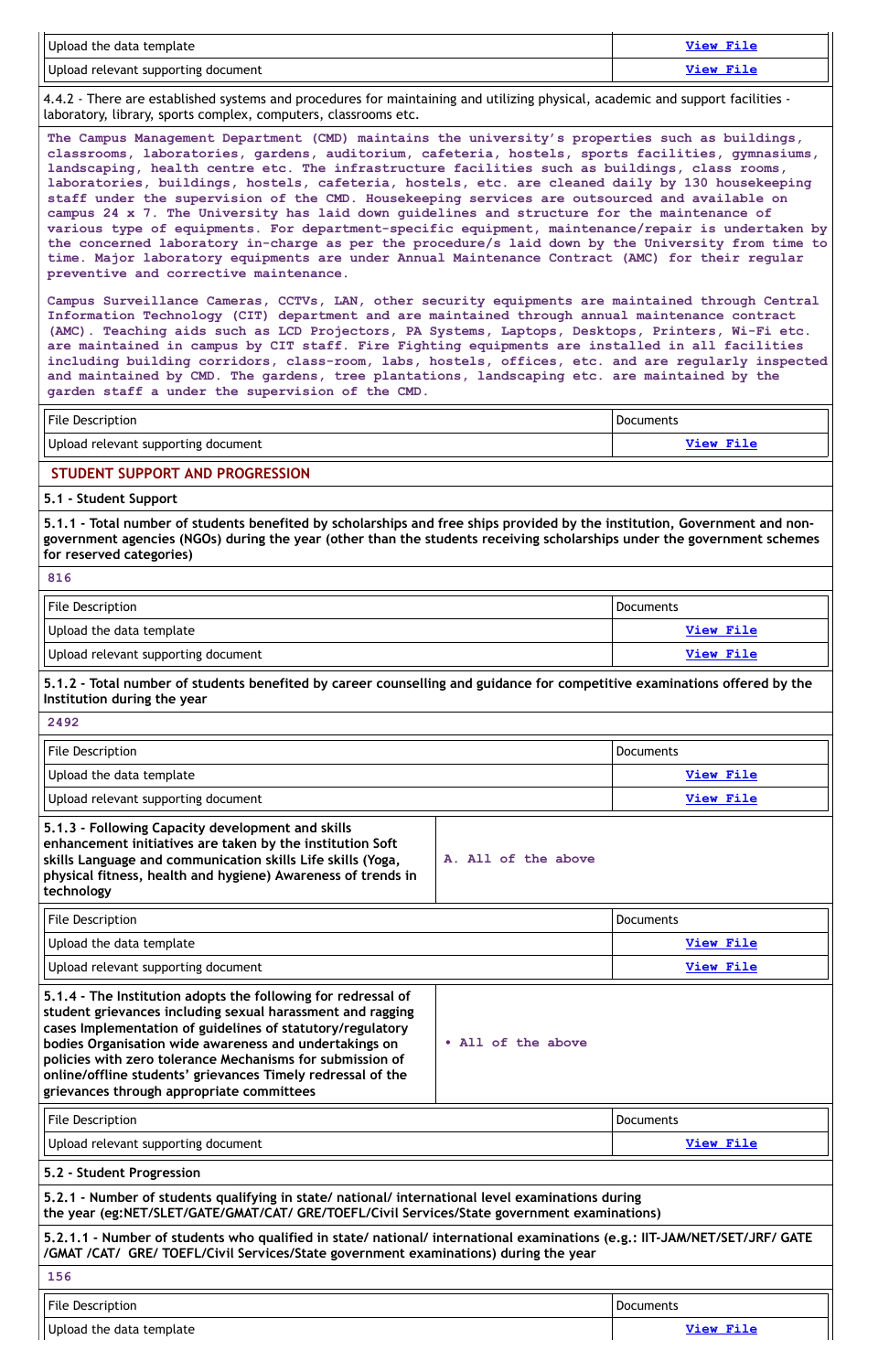| | |
|---|---|
| Upload the data template | View File |
| Upload relevant supporting document | View File |

4.4.2 - There are established systems and procedures for maintaining and utilizing physical, academic and support facilities - laboratory, library, sports complex, computers, classrooms etc.

The Campus Management Department (CMD) maintains the university's properties such as buildings, classrooms, laboratories, gardens, auditorium, cafeteria, hostels, sports facilities, gymnasiums, landscaping, health centre etc. The infrastructure facilities such as buildings, class rooms, laboratories, buildings, hostels, cafeteria, hostels, etc. are cleaned daily by 130 housekeeping staff under the supervision of the CMD. Housekeeping services are outsourced and available on campus 24 x 7. The University has laid down guidelines and structure for the maintenance of various type of equipments. For department-specific equipment, maintenance/repair is undertaken by the concerned laboratory in-charge as per the procedure/s laid down by the University from time to time. Major laboratory equipments are under Annual Maintenance Contract (AMC) for their regular preventive and corrective maintenance.

Campus Surveillance Cameras, CCTVs, LAN, other security equipments are maintained through Central Information Technology (CIT) department and are maintained through annual maintenance contract (AMC). Teaching aids such as LCD Projectors, PA Systems, Laptops, Desktops, Printers, Wi-Fi etc. are maintained in campus by CIT staff. Fire Fighting equipments are installed in all facilities including building corridors, class-room, labs, hostels, offices, etc. and are regularly inspected and maintained by CMD. The gardens, tree plantations, landscaping etc. are maintained by the garden staff a under the supervision of the CMD.

| File Description | Documents |
|---|---|
| Upload relevant supporting document | View File |

## STUDENT SUPPORT AND PROGRESSION

### 5.1 - Student Support

**5.1.1 - Total number of students benefited by scholarships and free ships provided by the institution, Government and non-government agencies (NGOs) during the year (other than the students receiving scholarships under the government schemes for reserved categories)**

816

| File Description | Documents |
|---|---|
| Upload the data template | View File |
| Upload relevant supporting document | View File |

**5.1.2 - Total number of students benefited by career counselling and guidance for competitive examinations offered by the Institution during the year**

2492

| File Description | Documents |
|---|---|
| Upload the data template | View File |
| Upload relevant supporting document | View File |

| | |
|---|---|
| **5.1.3 - Following Capacity development and skills enhancement initiatives are taken by the institution Soft skills Language and communication skills Life skills (Yoga, physical fitness, health and hygiene) Awareness of trends in technology** | A. All of the above |

| File Description | Documents |
|---|---|
| Upload the data template | View File |
| Upload relevant supporting document | View File |

| | |
|---|---|
| **5.1.4 - The Institution adopts the following for redressal of student grievances including sexual harassment and ragging cases Implementation of guidelines of statutory/regulatory bodies Organisation wide awareness and undertakings on policies with zero tolerance Mechanisms for submission of online/offline students' grievances Timely redressal of the grievances through appropriate committees** | • All of the above |

| File Description | Documents |
|---|---|
| Upload relevant supporting document | View File |

### 5.2 - Student Progression

**5.2.1 - Number of students qualifying in state/ national/ international level examinations during the year (eg:NET/SLET/GATE/GMAT/CAT/ GRE/TOEFL/Civil Services/State government examinations)**

**5.2.1.1 - Number of students who qualified in state/ national/ international examinations (e.g.: IIT-JAM/NET/SET/JRF/ GATE /GMAT /CAT/ GRE/ TOEFL/Civil Services/State government examinations) during the year**

156

| File Description | Documents |
|---|---|
| Upload the data template | View File |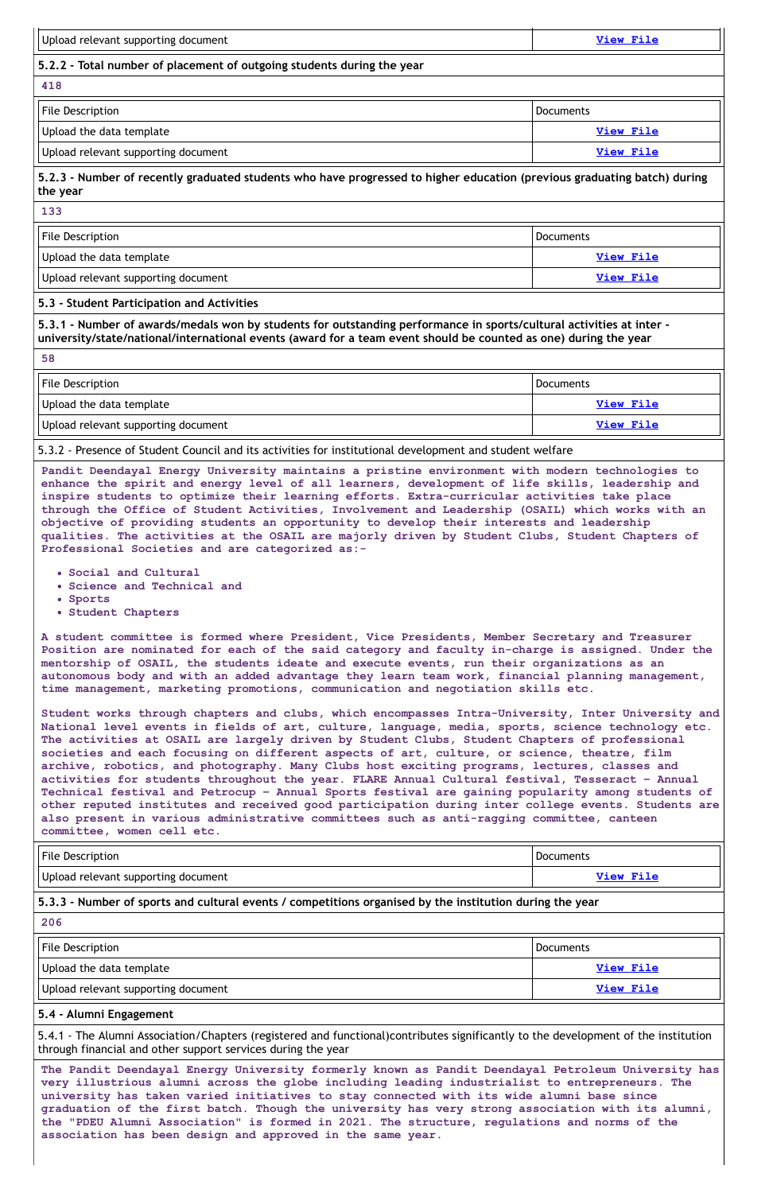| Upload relevant supporting document | View File |
|---|---|

**5.2.2 - Total number of placement of outgoing students during the year**

418

| File Description | Documents |
|---|---|
| Upload the data template | View File |
| Upload relevant supporting document | View File |

**5.2.3 - Number of recently graduated students who have progressed to higher education (previous graduating batch) during the year**

133

| File Description | Documents |
|---|---|
| Upload the data template | View File |
| Upload relevant supporting document | View File |

## 5.3 - Student Participation and Activities

**5.3.1 - Number of awards/medals won by students for outstanding performance in sports/cultural activities at inter - university/state/national/international events (award for a team event should be counted as one) during the year**

58

| File Description | Documents |
|---|---|
| Upload the data template | View File |
| Upload relevant supporting document | View File |

5.3.2 - Presence of Student Council and its activities for institutional development and student welfare

Pandit Deendayal Energy University maintains a pristine environment with modern technologies to enhance the spirit and energy level of all learners, development of life skills, leadership and inspire students to optimize their learning efforts. Extra-curricular activities take place through the Office of Student Activities, Involvement and Leadership (OSAIL) which works with an objective of providing students an opportunity to develop their interests and leadership qualities. The activities at the OSAIL are majorly driven by Student Clubs, Student Chapters of Professional Societies and are categorized as:-

- Social and Cultural
- Science and Technical and
- Sports
- Student Chapters

A student committee is formed where President, Vice Presidents, Member Secretary and Treasurer Position are nominated for each of the said category and faculty in-charge is assigned. Under the mentorship of OSAIL, the students ideate and execute events, run their organizations as an autonomous body and with an added advantage they learn team work, financial planning management, time management, marketing promotions, communication and negotiation skills etc.

Student works through chapters and clubs, which encompasses Intra-University, Inter University and National level events in fields of art, culture, language, media, sports, science technology etc. The activities at OSAIL are largely driven by Student Clubs, Student Chapters of professional societies and each focusing on different aspects of art, culture, or science, theatre, film archive, robotics, and photography. Many Clubs host exciting programs, lectures, classes and activities for students throughout the year. FLARE Annual Cultural festival, Tesseract - Annual Technical festival and Petrocup - Annual Sports festival are gaining popularity among students of other reputed institutes and received good participation during inter college events. Students are also present in various administrative committees such as anti-ragging committee, canteen committee, women cell etc.

| File Description | Documents |
|---|---|
| Upload relevant supporting document | View File |

**5.3.3 - Number of sports and cultural events / competitions organised by the institution during the year**

206

| File Description | Documents |
|---|---|
| Upload the data template | View File |
| Upload relevant supporting document | View File |

## 5.4 - Alumni Engagement

5.4.1 - The Alumni Association/Chapters (registered and functional)contributes significantly to the development of the institution through financial and other support services during the year

The Pandit Deendayal Energy University formerly known as Pandit Deendayal Petroleum University has very illustrious alumni across the globe including leading industrialist to entrepreneurs. The university has taken varied initiatives to stay connected with its wide alumni base since graduation of the first batch. Though the university has very strong association with its alumni, the "PDEU Alumni Association" is formed in 2021. The structure, regulations and norms of the association has been design and approved in the same year.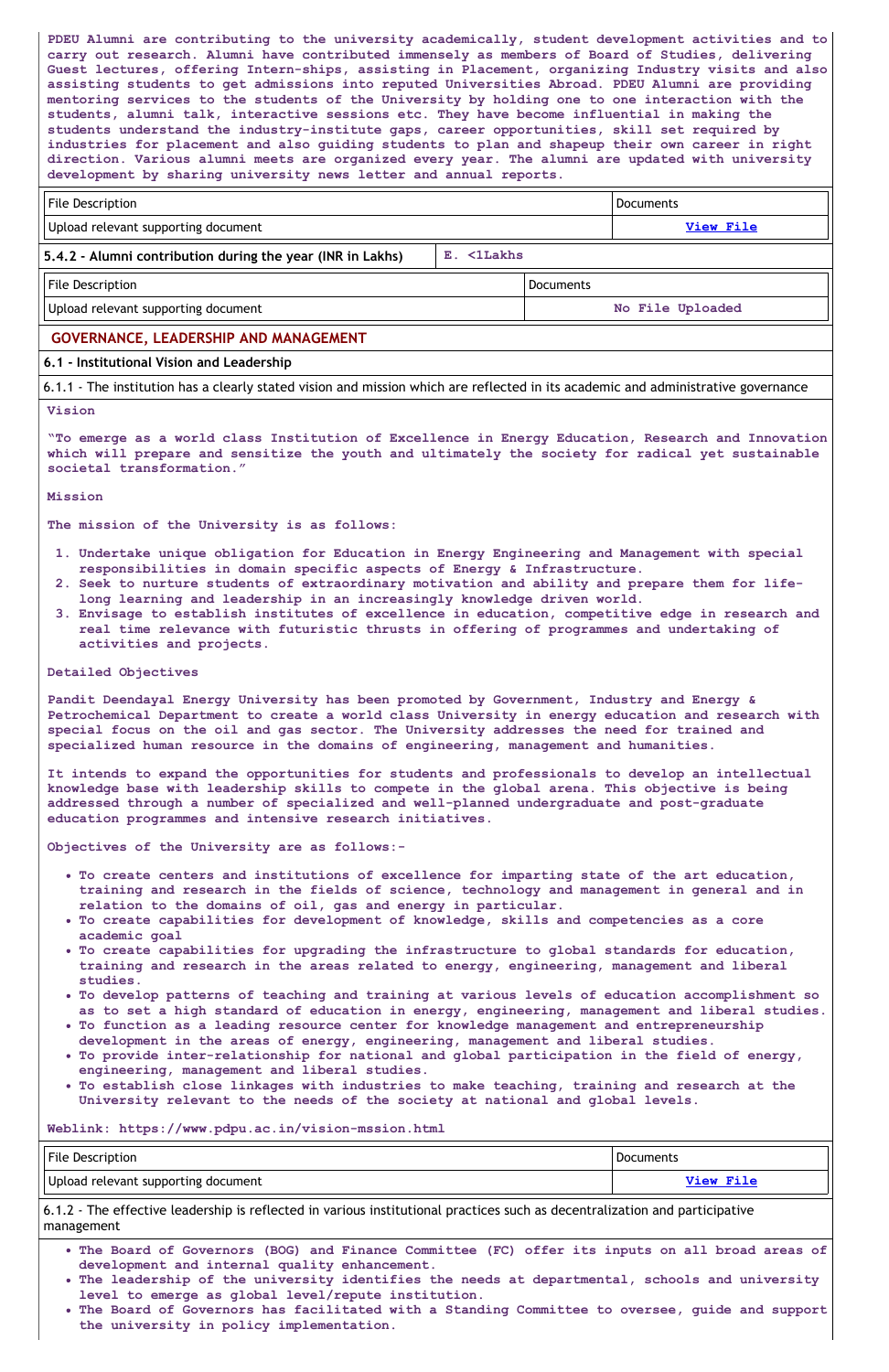PDEU Alumni are contributing to the university academically, student development activities and to carry out research. Alumni have contributed immensely as members of Board of Studies, delivering Guest lectures, offering Intern-ships, assisting in Placement, organizing Industry visits and also assisting students to get admissions into reputed Universities Abroad. PDEU Alumni are providing mentoring services to the students of the University by holding one to one interaction with the students, alumni talk, interactive sessions etc. They have become influential in making the students understand the industry-institute gaps, career opportunities, skill set required by industries for placement and also guiding students to plan and shapeup their own career in right direction. Various alumni meets are organized every year. The alumni are updated with university development by sharing university news letter and annual reports.

| File Description | Documents |
| --- | --- |
| Upload relevant supporting document | View File |

| 5.4.2 - Alumni contribution during the year (INR in Lakhs) | E. <1Lakhs |
| --- | --- |

| File Description | Documents |
| --- | --- |
| Upload relevant supporting document | No File Uploaded |

## GOVERNANCE, LEADERSHIP AND MANAGEMENT

### 6.1 - Institutional Vision and Leadership

6.1.1 - The institution has a clearly stated vision and mission which are reflected in its academic and administrative governance

Vision

"To emerge as a world class Institution of Excellence in Energy Education, Research and Innovation which will prepare and sensitize the youth and ultimately the society for radical yet sustainable societal transformation."

Mission

The mission of the University is as follows:

1. Undertake unique obligation for Education in Energy Engineering and Management with special responsibilities in domain specific aspects of Energy & Infrastructure.
2. Seek to nurture students of extraordinary motivation and ability and prepare them for life-long learning and leadership in an increasingly knowledge driven world.
3. Envisage to establish institutes of excellence in education, competitive edge in research and real time relevance with futuristic thrusts in offering of programmes and undertaking of activities and projects.

Detailed Objectives

Pandit Deendayal Energy University has been promoted by Government, Industry and Energy & Petrochemical Department to create a world class University in energy education and research with special focus on the oil and gas sector. The University addresses the need for trained and specialized human resource in the domains of engineering, management and humanities.

It intends to expand the opportunities for students and professionals to develop an intellectual knowledge base with leadership skills to compete in the global arena. This objective is being addressed through a number of specialized and well-planned undergraduate and post-graduate education programmes and intensive research initiatives.

Objectives of the University are as follows:-

- To create centers and institutions of excellence for imparting state of the art education, training and research in the fields of science, technology and management in general and in relation to the domains of oil, gas and energy in particular.
- To create capabilities for development of knowledge, skills and competencies as a core academic goal
- To create capabilities for upgrading the infrastructure to global standards for education, training and research in the areas related to energy, engineering, management and liberal studies.
- To develop patterns of teaching and training at various levels of education accomplishment so as to set a high standard of education in energy, engineering, management and liberal studies.
- To function as a leading resource center for knowledge management and entrepreneurship development in the areas of energy, engineering, management and liberal studies.
- To provide inter-relationship for national and global participation in the field of energy, engineering, management and liberal studies.
- To establish close linkages with industries to make teaching, training and research at the University relevant to the needs of the society at national and global levels.

Weblink: https://www.pdpu.ac.in/vision-mssion.html

| File Description | Documents |
| --- | --- |
| Upload relevant supporting document | View File |

6.1.2 - The effective leadership is reflected in various institutional practices such as decentralization and participative management

- The Board of Governors (BOG) and Finance Committee (FC) offer its inputs on all broad areas of development and internal quality enhancement.
- The leadership of the university identifies the needs at departmental, schools and university level to emerge as global level/repute institution.
- The Board of Governors has facilitated with a Standing Committee to oversee, guide and support the university in policy implementation.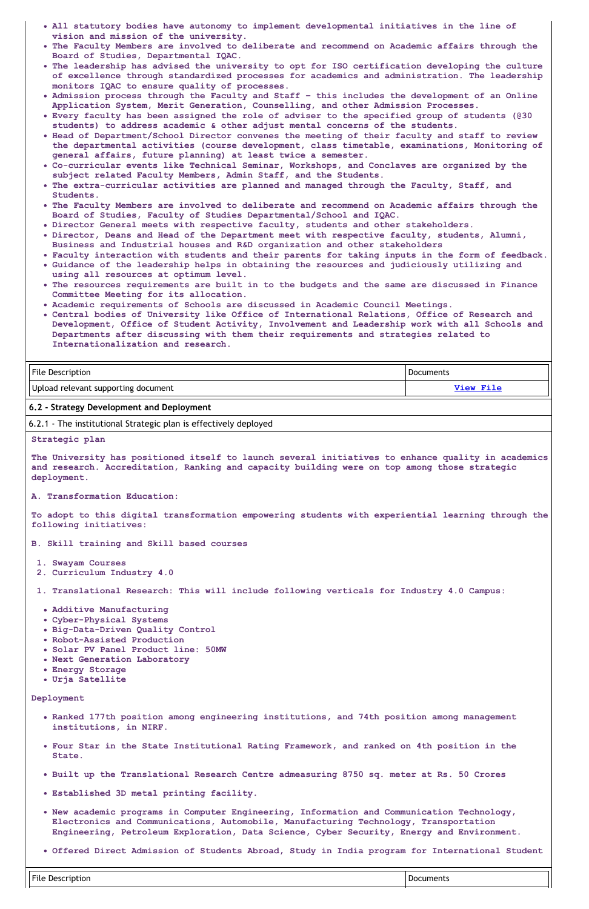- All statutory bodies have autonomy to implement developmental initiatives in the line of vision and mission of the university.
- The Faculty Members are involved to deliberate and recommend on Academic affairs through the Board of Studies, Departmental IQAC.
- The leadership has advised the university to opt for ISO certification developing the culture of excellence through standardized processes for academics and administration. The leadership monitors IQAC to ensure quality of processes.
- Admission process through the Faculty and Staff – this includes the development of an Online Application System, Merit Generation, Counselling, and other Admission Processes.
- Every faculty has been assigned the role of adviser to the specified group of students (@30 students) to address academic & other adjust mental concerns of the students.
- Head of Department/School Director convenes the meeting of their faculty and staff to review the departmental activities (course development, class timetable, examinations, Monitoring of general affairs, future planning) at least twice a semester.
- Co-curricular events like Technical Seminar, Workshops, and Conclaves are organized by the subject related Faculty Members, Admin Staff, and the Students.
- The extra-curricular activities are planned and managed through the Faculty, Staff, and Students.
- The Faculty Members are involved to deliberate and recommend on Academic affairs through the Board of Studies, Faculty of Studies Departmental/School and IQAC.
- Director General meets with respective faculty, students and other stakeholders.
- Director, Deans and Head of the Department meet with respective faculty, students, Alumni, Business and Industrial houses and R&D organization and other stakeholders
- Faculty interaction with students and their parents for taking inputs in the form of feedback.
- Guidance of the leadership helps in obtaining the resources and judiciously utilizing and using all resources at optimum level.
- The resources requirements are built in to the budgets and the same are discussed in Finance Committee Meeting for its allocation.
- Academic requirements of Schools are discussed in Academic Council Meetings.
- Central bodies of University like Office of International Relations, Office of Research and Development, Office of Student Activity, Involvement and Leadership work with all Schools and Departments after discussing with them their requirements and strategies related to Internationalization and research.

| File Description | Documents |
|---|---|
| Upload relevant supporting document | **View File** |

**6.2 - Strategy Development and Deployment**

6.2.1 - The institutional Strategic plan is effectively deployed

**Strategic plan**

The University has positioned itself to launch several initiatives to enhance quality in academics and research. Accreditation, Ranking and capacity building were on top among those strategic deployment.

A. Transformation Education:

To adopt to this digital transformation empowering students with experiential learning through the following initiatives:

B. Skill training and Skill based courses

1. Swayam Courses
2. Curriculum Industry 4.0

1. Translational Research: This will include following verticals for Industry 4.0 Campus:

- Additive Manufacturing
- Cyber-Physical Systems
- Big-Data-Driven Quality Control
- Robot-Assisted Production
- Solar PV Panel Product line: 50MW
- Next Generation Laboratory
- Energy Storage
- Urja Satellite

**Deployment**

- Ranked 177th position among engineering institutions, and 74th position among management institutions, in NIRF.
- Four Star in the State Institutional Rating Framework, and ranked on 4th position in the State.
- Built up the Translational Research Centre admeasuring 8750 sq. meter at Rs. 50 Crores
- Established 3D metal printing facility.
- New academic programs in Computer Engineering, Information and Communication Technology, Electronics and Communications, Automobile, Manufacturing Technology, Transportation Engineering, Petroleum Exploration, Data Science, Cyber Security, Energy and Environment.
- Offered Direct Admission of Students Abroad, Study in India program for International Student

| File Description | Documents |
|---|---|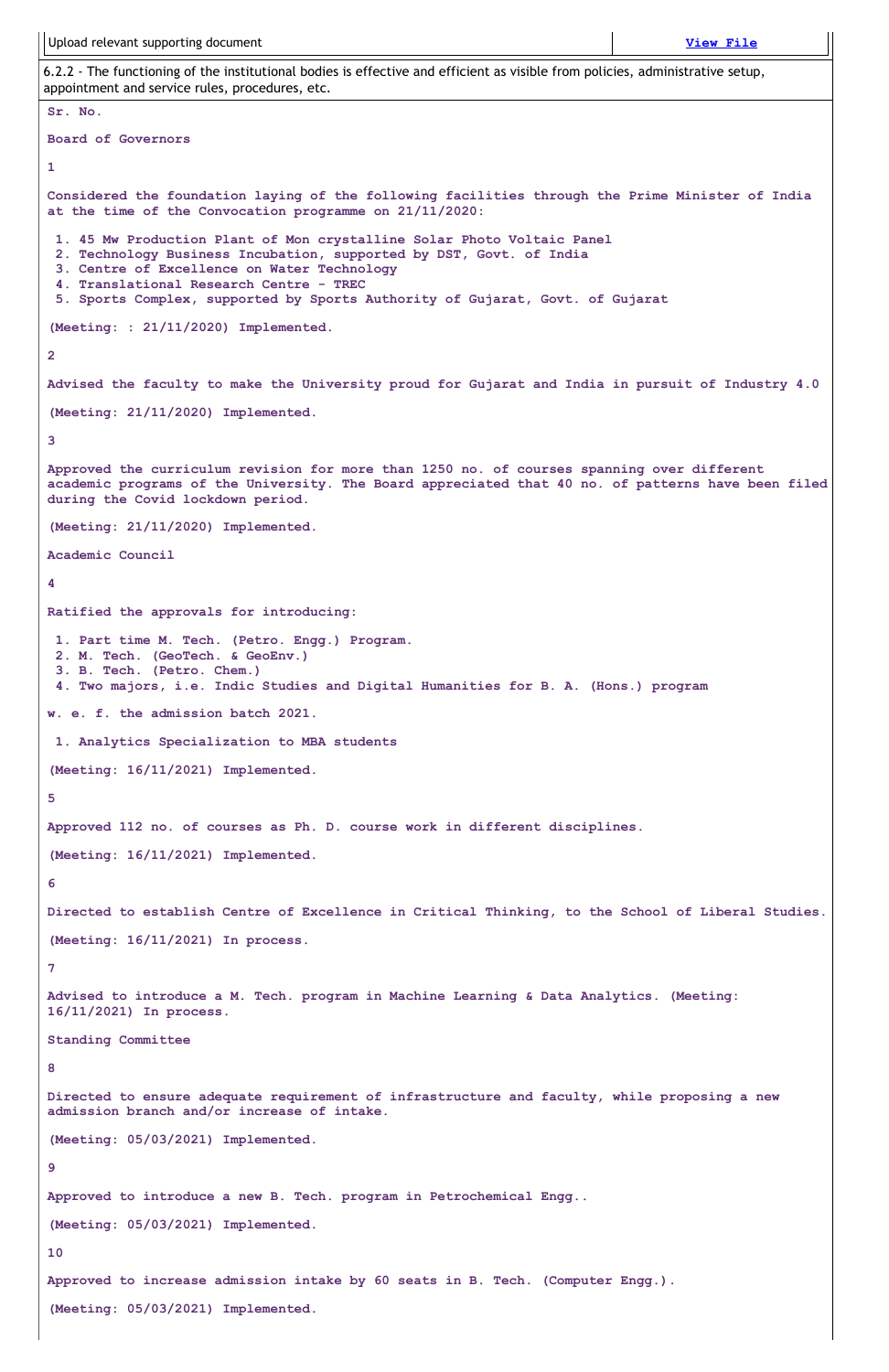| Upload relevant supporting document | View File |
|---|---|

6.2.2 - The functioning of the institutional bodies is effective and efficient as visible from policies, administrative setup, appointment and service rules, procedures, etc.

Sr. No.

Board of Governors

1

Considered the foundation laying of the following facilities through the Prime Minister of India at the time of the Convocation programme on 21/11/2020:

1. 45 Mw Production Plant of Mon crystalline Solar Photo Voltaic Panel
2. Technology Business Incubation, supported by DST, Govt. of India
3. Centre of Excellence on Water Technology
4. Translational Research Centre - TREC
5. Sports Complex, supported by Sports Authority of Gujarat, Govt. of Gujarat

(Meeting: : 21/11/2020) Implemented.

2

Advised the faculty to make the University proud for Gujarat and India in pursuit of Industry 4.0

(Meeting: 21/11/2020) Implemented.

3

Approved the curriculum revision for more than 1250 no. of courses spanning over different academic programs of the University. The Board appreciated that 40 no. of patterns have been filed during the Covid lockdown period.

(Meeting: 21/11/2020) Implemented.

Academic Council

4

Ratified the approvals for introducing:

1. Part time M. Tech. (Petro. Engg.) Program.
2. M. Tech. (GeoTech. & GeoEnv.)
3. B. Tech. (Petro. Chem.)
4. Two majors, i.e. Indic Studies and Digital Humanities for B. A. (Hons.) program

w. e. f. the admission batch 2021.

1. Analytics Specialization to MBA students

(Meeting: 16/11/2021) Implemented.

5

Approved 112 no. of courses as Ph. D. course work in different disciplines.

(Meeting: 16/11/2021) Implemented.

6

Directed to establish Centre of Excellence in Critical Thinking, to the School of Liberal Studies.

(Meeting: 16/11/2021) In process.

7

Advised to introduce a M. Tech. program in Machine Learning & Data Analytics. (Meeting: 16/11/2021) In process.

Standing Committee

8

Directed to ensure adequate requirement of infrastructure and faculty, while proposing a new admission branch and/or increase of intake.

(Meeting: 05/03/2021) Implemented.

9

Approved to introduce a new B. Tech. program in Petrochemical Engg..

(Meeting: 05/03/2021) Implemented.

10

Approved to increase admission intake by 60 seats in B. Tech. (Computer Engg.).

(Meeting: 05/03/2021) Implemented.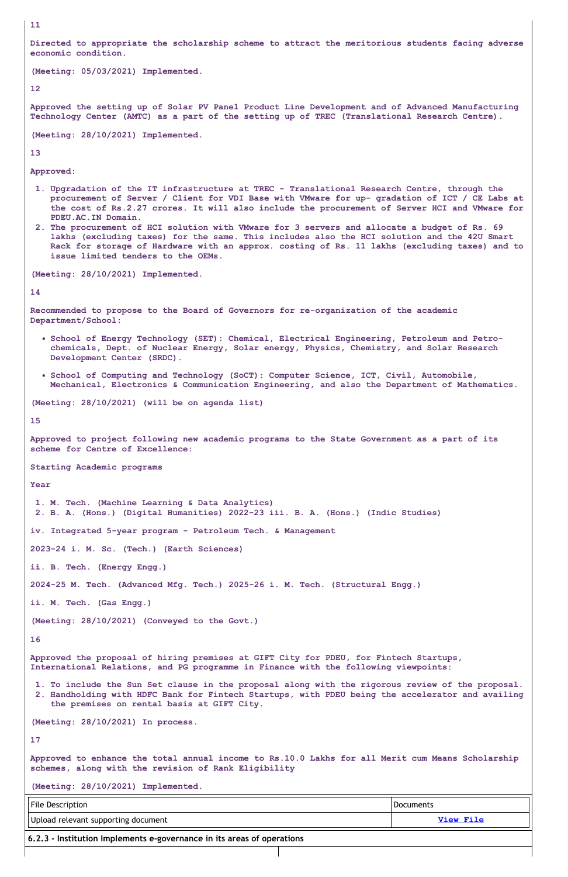11

Directed to appropriate the scholarship scheme to attract the meritorious students facing adverse economic condition.

(Meeting: 05/03/2021) Implemented.

12

Approved the setting up of Solar PV Panel Product Line Development and of Advanced Manufacturing Technology Center (AMTC) as a part of the setting up of TREC (Translational Research Centre).

(Meeting: 28/10/2021) Implemented.

13

Approved:

1. Upgradation of the IT infrastructure at TREC - Translational Research Centre, through the procurement of Server / Client for VDI Base with VMware for up- gradation of ICT / CE Labs at the cost of Rs.2.27 crores. It will also include the procurement of Server HCI and VMware for PDEU.AC.IN Domain.
2. The procurement of HCI solution with VMware for 3 servers and allocate a budget of Rs. 69 lakhs (excluding taxes) for the same. This includes also the HCI solution and the 42U Smart Rack for storage of Hardware with an approx. costing of Rs. 11 lakhs (excluding taxes) and to issue limited tenders to the OEMs.

(Meeting: 28/10/2021) Implemented.

14

Recommended to propose to the Board of Governors for re-organization of the academic Department/School:

- School of Energy Technology (SET): Chemical, Electrical Engineering, Petroleum and Petro-chemicals, Dept. of Nuclear Energy, Solar energy, Physics, Chemistry, and Solar Research Development Center (SRDC).
- School of Computing and Technology (SoCT): Computer Science, ICT, Civil, Automobile, Mechanical, Electronics & Communication Engineering, and also the Department of Mathematics.

(Meeting: 28/10/2021) (will be on agenda list)

15

Approved to project following new academic programs to the State Government as a part of its scheme for Centre of Excellence:

Starting Academic programs

Year

1. M. Tech. (Machine Learning & Data Analytics)
2. B. A. (Hons.) (Digital Humanities) 2022-23 iii. B. A. (Hons.) (Indic Studies)

iv. Integrated 5-year program - Petroleum Tech. & Management

2023-24 i. M. Sc. (Tech.) (Earth Sciences)

ii. B. Tech. (Energy Engg.)

2024-25 M. Tech. (Advanced Mfg. Tech.) 2025-26 i. M. Tech. (Structural Engg.)

ii. M. Tech. (Gas Engg.)

(Meeting: 28/10/2021) (Conveyed to the Govt.)

16

Approved the proposal of hiring premises at GIFT City for PDEU, for Fintech Startups, International Relations, and PG programme in Finance with the following viewpoints:

1. To include the Sun Set clause in the proposal along with the rigorous review of the proposal.
2. Handholding with HDFC Bank for Fintech Startups, with PDEU being the accelerator and availing the premises on rental basis at GIFT City.

(Meeting: 28/10/2021) In process.

17

Approved to enhance the total annual income to Rs.10.0 Lakhs for all Merit cum Means Scholarship schemes, along with the revision of Rank Eligibility

(Meeting: 28/10/2021) Implemented.

| File Description | Documents |
|---|---|
| Upload relevant supporting document | View File |

**6.2.3 - Institution Implements e-governance in its areas of operations**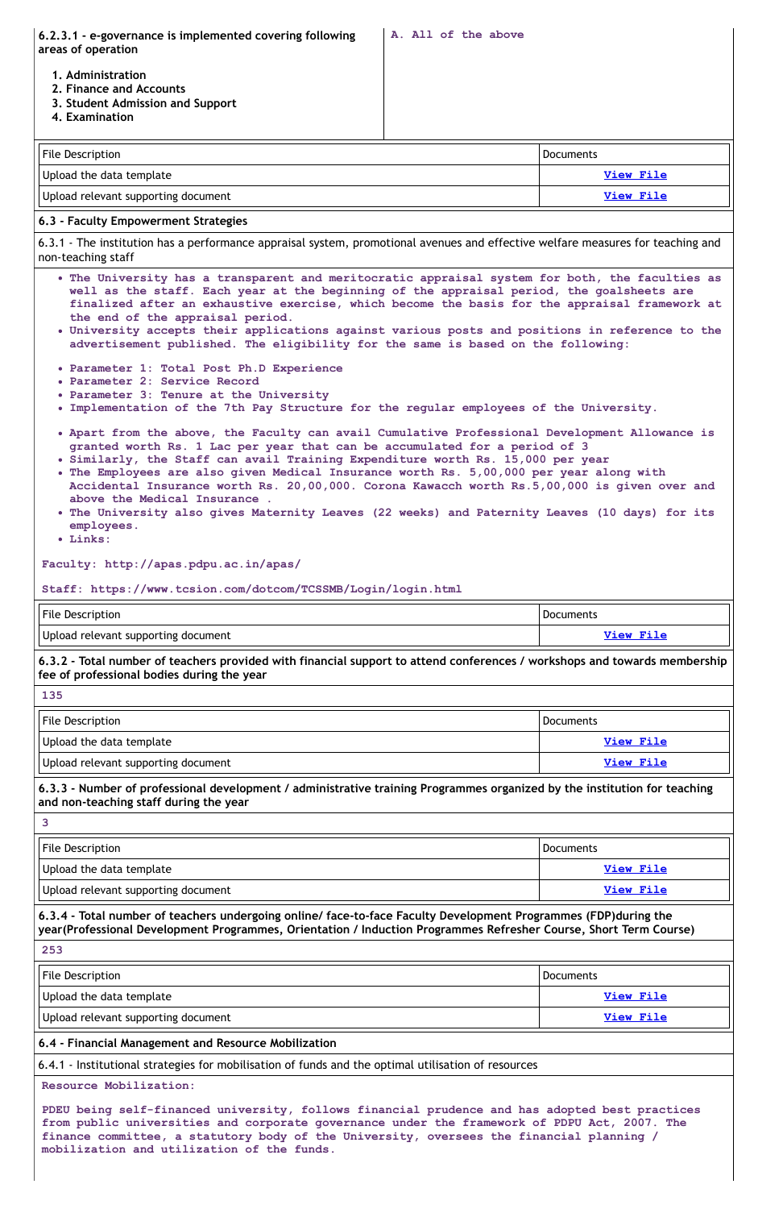| 6.2.3.1 - e-governance is implemented covering following areas of operation<br><br>1. Administration<br>2. Finance and Accounts<br>3. Student Admission and Support<br>4. Examination | A. All of the above |
|---|---|

| File Description | Documents |
|---|---|
| Upload the data template | View File |
| Upload relevant supporting document | View File |

**6.3 - Faculty Empowerment Strategies**

6.3.1 - The institution has a performance appraisal system, promotional avenues and effective welfare measures for teaching and non-teaching staff

- The University has a transparent and meritocratic appraisal system for both, the faculties as well as the staff. Each year at the beginning of the appraisal period, the goalsheets are finalized after an exhaustive exercise, which become the basis for the appraisal framework at the end of the appraisal period.
- University accepts their applications against various posts and positions in reference to the advertisement published. The eligibility for the same is based on the following:

- Parameter 1: Total Post Ph.D Experience
- Parameter 2: Service Record
- Parameter 3: Tenure at the University
- Implementation of the 7th Pay Structure for the regular employees of the University.

- Apart from the above, the Faculty can avail Cumulative Professional Development Allowance is granted worth Rs. 1 Lac per year that can be accumulated for a period of 3
- Similarly, the Staff can avail Training Expenditure worth Rs. 15,000 per year
- The Employees are also given Medical Insurance worth Rs. 5,00,000 per year along with Accidental Insurance worth Rs. 20,00,000. Corona Kawach worth Rs.5,00,000 is given over and above the Medical Insurance .
- The University also gives Maternity Leaves (22 weeks) and Paternity Leaves (10 days) for its employees.
- Links:

Faculty: http://apas.pdpu.ac.in/apas/

Staff: https://www.tcsion.com/dotcom/TCSSMB/Login/login.html

| File Description | Documents |
|---|---|
| Upload relevant supporting document | View File |

**6.3.2 - Total number of teachers provided with financial support to attend conferences / workshops and towards membership fee of professional bodies during the year**

135

| File Description | Documents |
|---|---|
| Upload the data template | View File |
| Upload relevant supporting document | View File |

**6.3.3 - Number of professional development / administrative training Programmes organized by the institution for teaching and non-teaching staff during the year**

3

| File Description | Documents |
|---|---|
| Upload the data template | View File |
| Upload relevant supporting document | View File |

**6.3.4 - Total number of teachers undergoing online/ face-to-face Faculty Development Programmes (FDP)during the year(Professional Development Programmes, Orientation / Induction Programmes Refresher Course, Short Term Course)**

253

| File Description | Documents |
|---|---|
| Upload the data template | View File |
| Upload relevant supporting document | View File |

**6.4 - Financial Management and Resource Mobilization**

6.4.1 - Institutional strategies for mobilisation of funds and the optimal utilisation of resources

Resource Mobilization:

PDEU being self-financed university, follows financial prudence and has adopted best practices from public universities and corporate governance under the framework of PDPU Act, 2007. The finance committee, a statutory body of the University, oversees the financial planning / mobilization and utilization of the funds.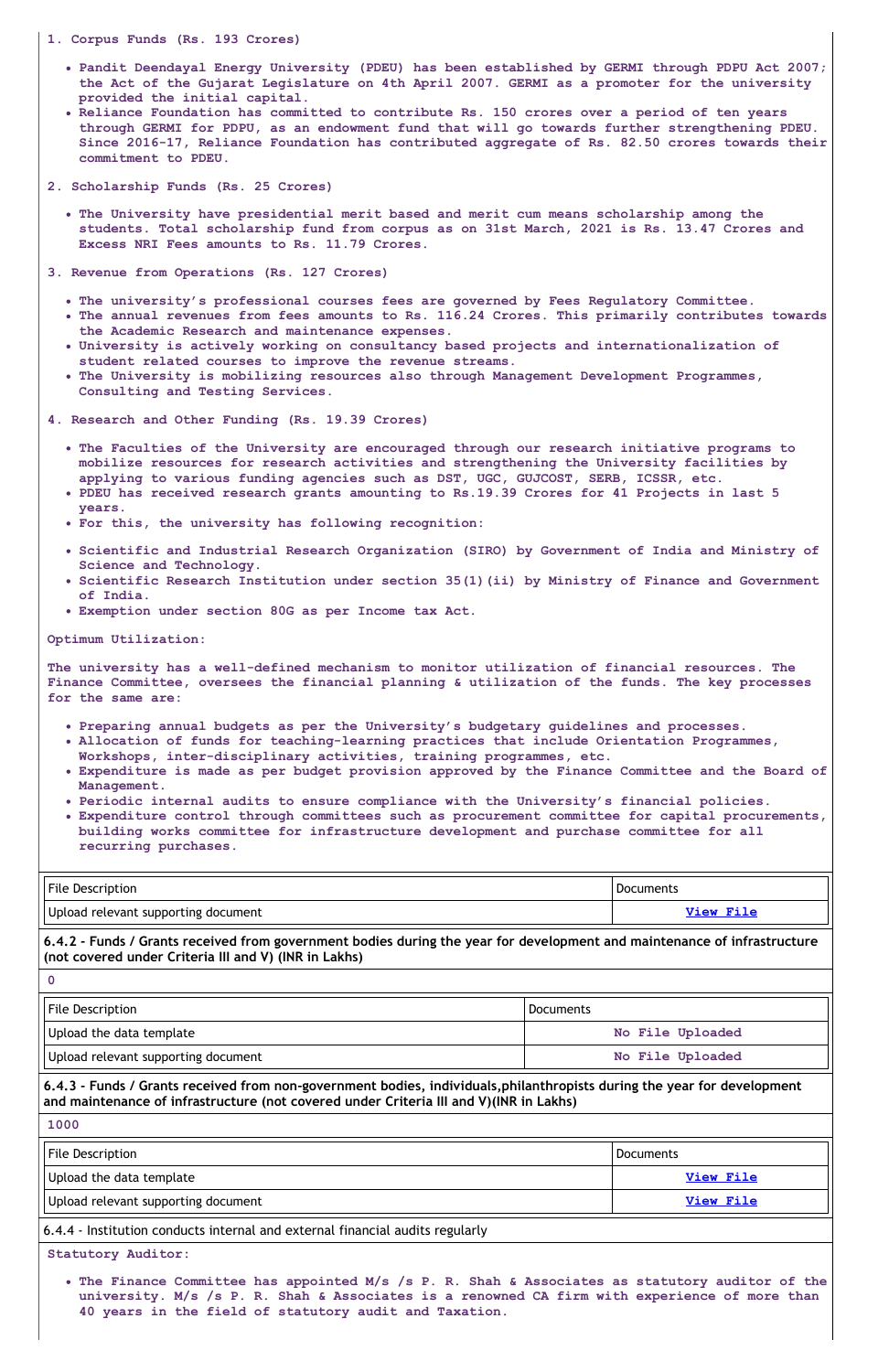1. Corpus Funds (Rs. 193 Crores)

- Pandit Deendayal Energy University (PDEU) has been established by GERMI through PDPU Act 2007; the Act of the Gujarat Legislature on 4th April 2007. GERMI as a promoter for the university provided the initial capital.
- Reliance Foundation has committed to contribute Rs. 150 crores over a period of ten years through GERMI for PDPU, as an endowment fund that will go towards further strengthening PDEU. Since 2016-17, Reliance Foundation has contributed aggregate of Rs. 82.50 crores towards their commitment to PDEU.

2. Scholarship Funds (Rs. 25 Crores)

- The University have presidential merit based and merit cum means scholarship among the students. Total scholarship fund from corpus as on 31st March, 2021 is Rs. 13.47 Crores and Excess NRI Fees amounts to Rs. 11.79 Crores.

3. Revenue from Operations (Rs. 127 Crores)

- The university's professional courses fees are governed by Fees Regulatory Committee.
- The annual revenues from fees amounts to Rs. 116.24 Crores. This primarily contributes towards the Academic Research and maintenance expenses.
- University is actively working on consultancy based projects and internationalization of student related courses to improve the revenue streams.
- The University is mobilizing resources also through Management Development Programmes, Consulting and Testing Services.

4. Research and Other Funding (Rs. 19.39 Crores)

- The Faculties of the University are encouraged through our research initiative programs to mobilize resources for research activities and strengthening the University facilities by applying to various funding agencies such as DST, UGC, GUJCOST, SERB, ICSSR, etc.
- PDEU has received research grants amounting to Rs.19.39 Crores for 41 Projects in last 5 years.
- For this, the university has following recognition:

- Scientific and Industrial Research Organization (SIRO) by Government of India and Ministry of Science and Technology.
- Scientific Research Institution under section 35(1)(ii) by Ministry of Finance and Government of India.
- Exemption under section 80G as per Income tax Act.

Optimum Utilization:

The university has a well-defined mechanism to monitor utilization of financial resources. The Finance Committee, oversees the financial planning & utilization of the funds. The key processes for the same are:

- Preparing annual budgets as per the University's budgetary guidelines and processes.
- Allocation of funds for teaching-learning practices that include Orientation Programmes, Workshops, inter-disciplinary activities, training programmes, etc.
- Expenditure is made as per budget provision approved by the Finance Committee and the Board of Management.
- Periodic internal audits to ensure compliance with the University's financial policies.
- Expenditure control through committees such as procurement committee for capital procurements, building works committee for infrastructure development and purchase committee for all recurring purchases.

| File Description | Documents |
|---|---|
| Upload relevant supporting document | View File |

**6.4.2 - Funds / Grants received from government bodies during the year for development and maintenance of infrastructure (not covered under Criteria III and V) (INR in Lakhs)**

0

| File Description | Documents |
|---|---|
| Upload the data template | No File Uploaded |
| Upload relevant supporting document | No File Uploaded |

**6.4.3 - Funds / Grants received from non-government bodies, individuals,philanthropists during the year for development and maintenance of infrastructure (not covered under Criteria III and V)(INR in Lakhs)**

1000

| File Description | Documents |
|---|---|
| Upload the data template | View File |
| Upload relevant supporting document | View File |

6.4.4 - Institution conducts internal and external financial audits regularly

Statutory Auditor:

- The Finance Committee has appointed M/s /s P. R. Shah & Associates as statutory auditor of the university. M/s /s P. R. Shah & Associates is a renowned CA firm with experience of more than 40 years in the field of statutory audit and Taxation.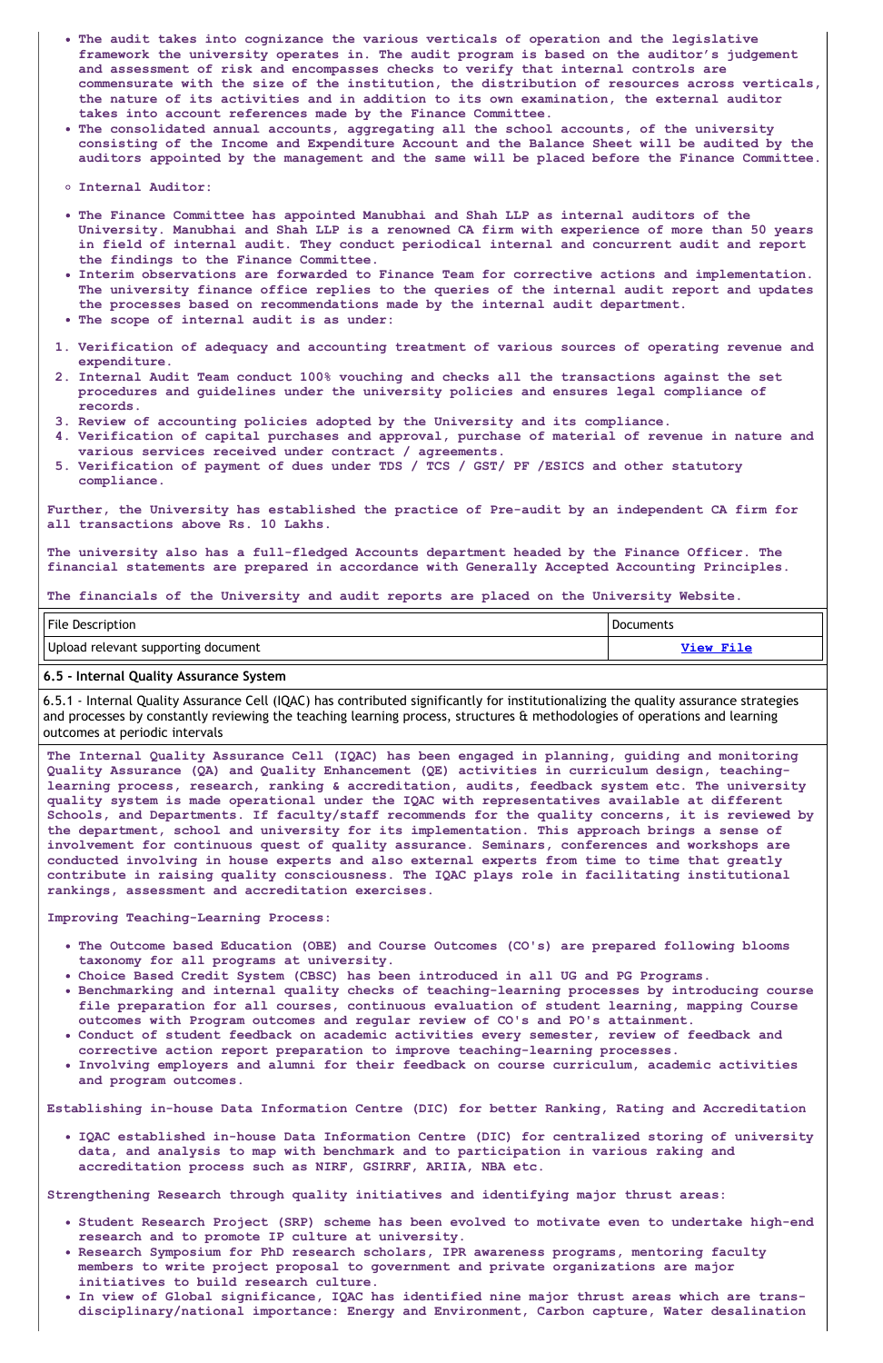- The audit takes into cognizance the various verticals of operation and the legislative framework the university operates in. The audit program is based on the auditor's judgement and assessment of risk and encompasses checks to verify that internal controls are commensurate with the size of the institution, the distribution of resources across verticals, the nature of its activities and in addition to its own examination, the external auditor takes into account references made by the Finance Committee.
- The consolidated annual accounts, aggregating all the school accounts, of the university consisting of the Income and Expenditure Account and the Balance Sheet will be audited by the auditors appointed by the management and the same will be placed before the Finance Committee.

  - Internal Auditor:

- The Finance Committee has appointed Manubhai and Shah LLP as internal auditors of the University. Manubhai and Shah LLP is a renowned CA firm with experience of more than 50 years in field of internal audit. They conduct periodical internal and concurrent audit and report the findings to the Finance Committee.
- Interim observations are forwarded to Finance Team for corrective actions and implementation. The university finance office replies to the queries of the internal audit report and updates the processes based on recommendations made by the internal audit department.
- The scope of internal audit is as under:

1. Verification of adequacy and accounting treatment of various sources of operating revenue and expenditure.
2. Internal Audit Team conduct 100% vouching and checks all the transactions against the set procedures and guidelines under the university policies and ensures legal compliance of records.
3. Review of accounting policies adopted by the University and its compliance.
4. Verification of capital purchases and approval, purchase of material of revenue in nature and various services received under contract / agreements.
5. Verification of payment of dues under TDS / TCS / GST/ PF /ESICS and other statutory compliance.

Further, the University has established the practice of Pre-audit by an independent CA firm for all transactions above Rs. 10 Lakhs.

The university also has a full-fledged Accounts department headed by the Finance Officer. The financial statements are prepared in accordance with Generally Accepted Accounting Principles.

The financials of the University and audit reports are placed on the University Website.

| File Description | Documents |
|---|---|
| Upload relevant supporting document | **View File** |

**6.5 - Internal Quality Assurance System**

6.5.1 - Internal Quality Assurance Cell (IQAC) has contributed significantly for institutionalizing the quality assurance strategies and processes by constantly reviewing the teaching learning process, structures & methodologies of operations and learning outcomes at periodic intervals

The Internal Quality Assurance Cell (IQAC) has been engaged in planning, guiding and monitoring Quality Assurance (QA) and Quality Enhancement (QE) activities in curriculum design, teaching-learning process, research, ranking & accreditation, audits, feedback system etc. The university quality system is made operational under the IQAC with representatives available at different Schools, and Departments. If faculty/staff recommends for the quality concerns, it is reviewed by the department, school and university for its implementation. This approach brings a sense of involvement for continuous quest of quality assurance. Seminars, conferences and workshops are conducted involving in house experts and also external experts from time to time that greatly contribute in raising quality consciousness. The IQAC plays role in facilitating institutional rankings, assessment and accreditation exercises.

Improving Teaching-Learning Process:

- The Outcome based Education (OBE) and Course Outcomes (CO's) are prepared following blooms taxonomy for all programs at university.
- Choice Based Credit System (CBSC) has been introduced in all UG and PG Programs.
- Benchmarking and internal quality checks of teaching-learning processes by introducing course file preparation for all courses, continuous evaluation of student learning, mapping Course outcomes with Program outcomes and regular review of CO's and PO's attainment.
- Conduct of student feedback on academic activities every semester, review of feedback and corrective action report preparation to improve teaching-learning processes.
- Involving employers and alumni for their feedback on course curriculum, academic activities and program outcomes.

Establishing in-house Data Information Centre (DIC) for better Ranking, Rating and Accreditation

- IQAC established in-house Data Information Centre (DIC) for centralized storing of university data, and analysis to map with benchmark and to participation in various raking and accreditation process such as NIRF, GSIRRF, ARIIA, NBA etc.

Strengthening Research through quality initiatives and identifying major thrust areas:

- Student Research Project (SRP) scheme has been evolved to motivate even to undertake high-end research and to promote IP culture at university.
- Research Symposium for PhD research scholars, IPR awareness programs, mentoring faculty members to write project proposal to government and private organizations are major initiatives to build research culture.
- In view of Global significance, IQAC has identified nine major thrust areas which are trans-disciplinary/national importance: Energy and Environment, Carbon capture, Water desalination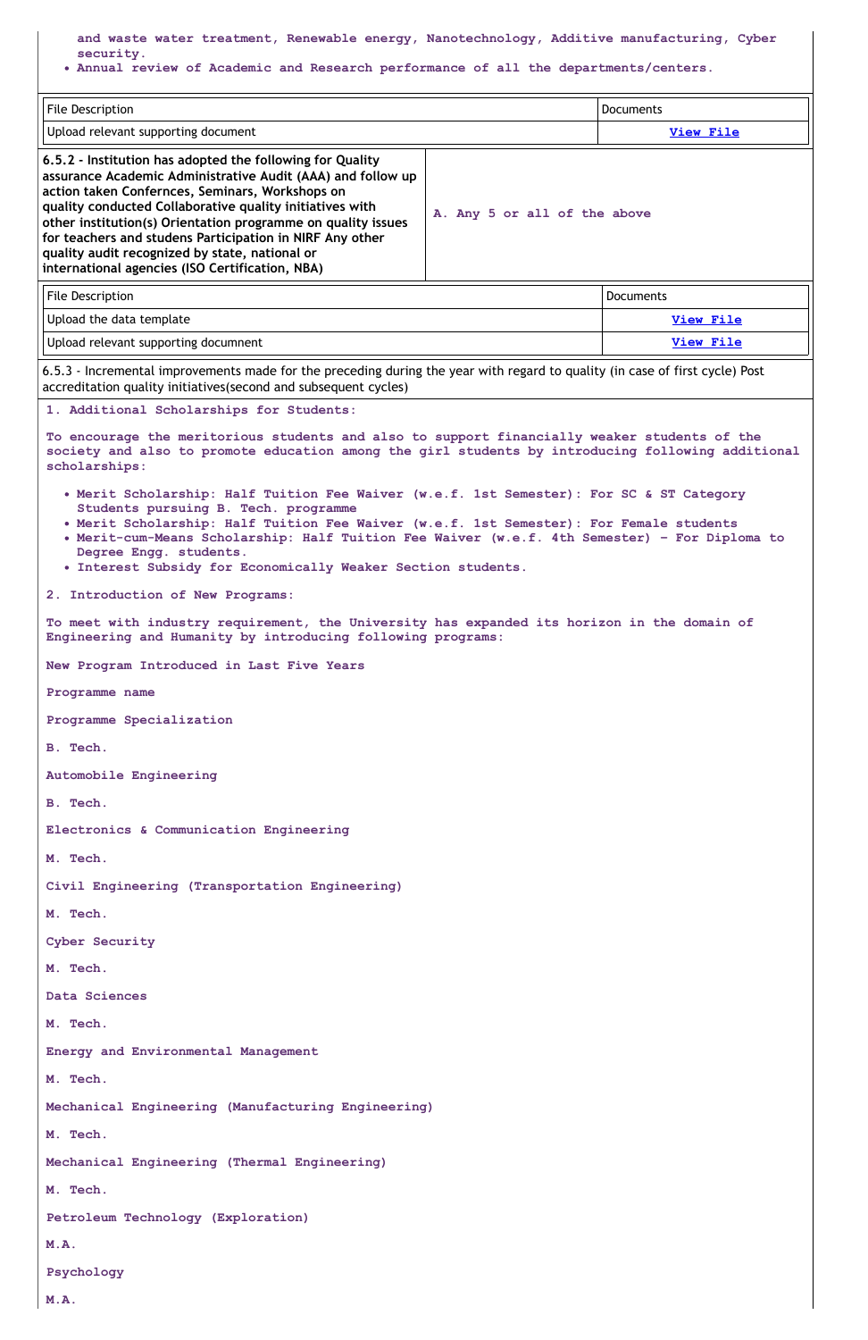and waste water treatment, Renewable energy, Nanotechnology, Additive manufacturing, Cyber security.

- Annual review of Academic and Research performance of all the departments/centers.

| File Description | Documents |
|---|---|
| Upload relevant supporting document | View File |

| **6.5.2 - Institution has adopted the following for Quality assurance Academic Administrative Audit (AAA) and follow up action taken Confernces, Seminars, Workshops on quality conducted Collaborative quality initiatives with other institution(s) Orientation programme on quality issues for teachers and studens Participation in NIRF Any other quality audit recognized by state, national or international agencies (ISO Certification, NBA)** | A. Any 5 or all of the above |
|---|---|

| File Description | Documents |
|---|---|
| Upload the data template | View File |
| Upload relevant supporting docunment | View File |

6.5.3 - Incremental improvements made for the preceding during the year with regard to quality (in case of first cycle) Post accreditation quality initiatives(second and subsequent cycles)

1. Additional Scholarships for Students:

To encourage the meritorious students and also to support financially weaker students of the society and also to promote education among the girl students by introducing following additional scholarships:

- Merit Scholarship: Half Tuition Fee Waiver (w.e.f. 1st Semester): For SC & ST Category Students pursuing B. Tech. programme
- Merit Scholarship: Half Tuition Fee Waiver (w.e.f. 1st Semester): For Female students
- Merit-cum-Means Scholarship: Half Tuition Fee Waiver (w.e.f. 4th Semester) - For Diploma to Degree Engg. students.
- Interest Subsidy for Economically Weaker Section students.

2. Introduction of New Programs:

To meet with industry requirement, the University has expanded its horizon in the domain of Engineering and Humanity by introducing following programs:

New Program Introduced in Last Five Years

Programme name

Programme Specialization

B. Tech.

Automobile Engineering

B. Tech.

Electronics & Communication Engineering

M. Tech.

Civil Engineering (Transportation Engineering)

M. Tech.

Cyber Security

M. Tech.

Data Sciences

M. Tech.

Energy and Environmental Management

M. Tech.

Mechanical Engineering (Manufacturing Engineering)

M. Tech.

Mechanical Engineering (Thermal Engineering)

M. Tech.

Petroleum Technology (Exploration)

M.A.

Psychology

M.A.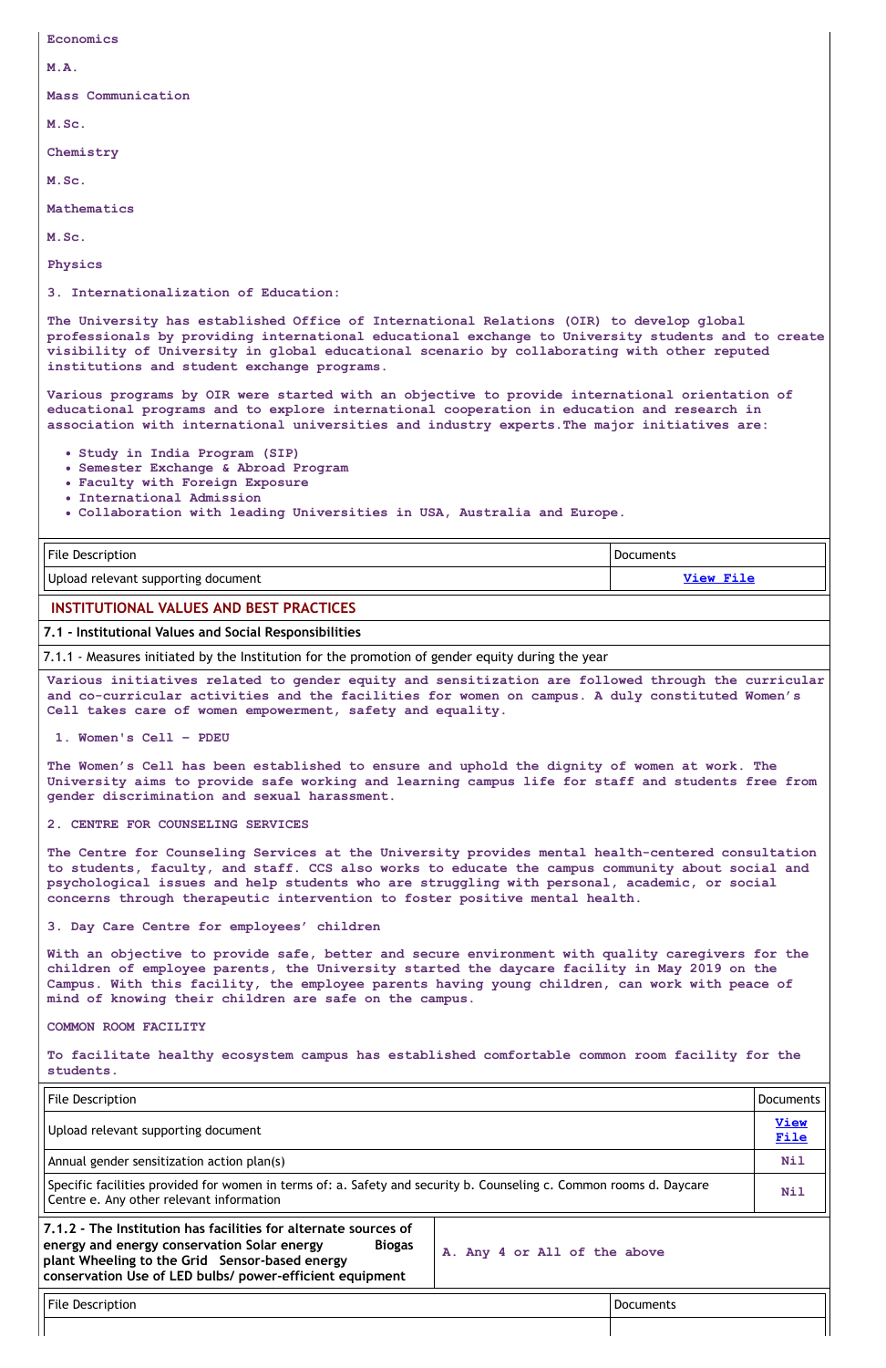Economics

M.A.

Mass Communication

M.Sc.

Chemistry

M.Sc.

Mathematics

M.Sc.

Physics

3. Internationalization of Education:

The University has established Office of International Relations (OIR) to develop global professionals by providing international educational exchange to University students and to create visibility of University in global educational scenario by collaborating with other reputed institutions and student exchange programs.

Various programs by OIR were started with an objective to provide international orientation of educational programs and to explore international cooperation in education and research in association with international universities and industry experts.The major initiatives are:

- Study in India Program (SIP)
- Semester Exchange & Abroad Program
- Faculty with Foreign Exposure
- International Admission
- Collaboration with leading Universities in USA, Australia and Europe.

| File Description | Documents |
|---|---|
| Upload relevant supporting document | View File |

## INSTITUTIONAL VALUES AND BEST PRACTICES

### 7.1 - Institutional Values and Social Responsibilities

7.1.1 - Measures initiated by the Institution for the promotion of gender equity during the year

Various initiatives related to gender equity and sensitization are followed through the curricular and co-curricular activities and the facilities for women on campus. A duly constituted Women's Cell takes care of women empowerment, safety and equality.

1. Women's Cell – PDEU

The Women's Cell has been established to ensure and uphold the dignity of women at work. The University aims to provide safe working and learning campus life for staff and students free from gender discrimination and sexual harassment.

2. CENTRE FOR COUNSELING SERVICES

The Centre for Counseling Services at the University provides mental health-centered consultation to students, faculty, and staff. CCS also works to educate the campus community about social and psychological issues and help students who are struggling with personal, academic, or social concerns through therapeutic intervention to foster positive mental health.

3. Day Care Centre for employees' children

With an objective to provide safe, better and secure environment with quality caregivers for the children of employee parents, the University started the daycare facility in May 2019 on the Campus. With this facility, the employee parents having young children, can work with peace of mind of knowing their children are safe on the campus.

COMMON ROOM FACILITY

To facilitate healthy ecosystem campus has established comfortable common room facility for the students.

| File Description | Documents |
|---|---|
| Upload relevant supporting document | View File |
| Annual gender sensitization action plan(s) | Nil |
| Specific facilities provided for women in terms of: a. Safety and security b. Counseling c. Common rooms d. Daycare Centre e. Any other relevant information | Nil |

| 7.1.2 - The Institution has facilities for alternate sources of energy and energy conservation Solar energy Biogas plant Wheeling to the Grid Sensor-based energy conservation Use of LED bulbs/ power-efficient equipment | A. Any 4 or All of the above |
|---|---|

| File Description | Documents |
|---|---|
| | |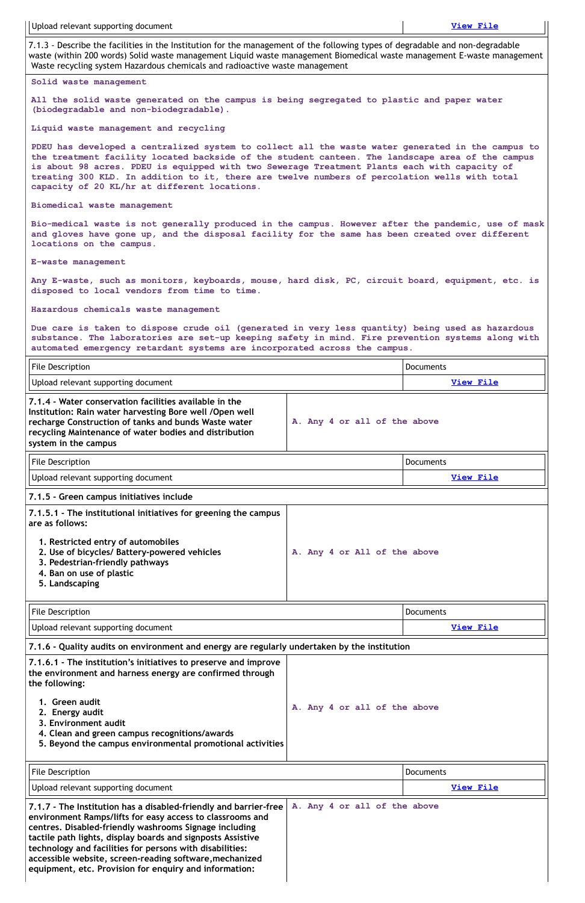| Upload relevant supporting document | View File |
|---|---|

7.1.3 - Describe the facilities in the Institution for the management of the following types of degradable and non-degradable waste (within 200 words) Solid waste management Liquid waste management Biomedical waste management E-waste management Waste recycling system Hazardous chemicals and radioactive waste management

Solid waste management

All the solid waste generated on the campus is being segregated to plastic and paper water (biodegradable and non-biodegradable).

Liquid waste management and recycling

PDEU has developed a centralized system to collect all the waste water generated in the campus to the treatment facility located backside of the student canteen. The landscape area of the campus is about 98 acres. PDEU is equipped with two Sewerage Treatment Plants each with capacity of treating 300 KLD. In addition to it, there are twelve numbers of percolation wells with total capacity of 20 KL/hr at different locations.

Biomedical waste management

Bio-medical waste is not generally produced in the campus. However after the pandemic, use of mask and gloves have gone up, and the disposal facility for the same has been created over different locations on the campus.

E-waste management

Any E-waste, such as monitors, keyboards, mouse, hard disk, PC, circuit board, equipment, etc. is disposed to local vendors from time to time.

Hazardous chemicals waste management

Due care is taken to dispose crude oil (generated in very less quantity) being used as hazardous substance. The laboratories are set-up keeping safety in mind. Fire prevention systems along with automated emergency retardant systems are incorporated across the campus.

| File Description | Documents |
|---|---|
| Upload relevant supporting document | View File |

| 7.1.4 - Water conservation facilities available in the Institution: Rain water harvesting Bore well /Open well recharge Construction of tanks and bunds Waste water recycling Maintenance of water bodies and distribution system in the campus | A. Any 4 or all of the above |
|---|---|

| File Description | Documents |
|---|---|
| Upload relevant supporting document | View File |

**7.1.5 - Green campus initiatives include**

| 7.1.5.1 - The institutional initiatives for greening the campus are as follows:<br>1. Restricted entry of automobiles<br>2. Use of bicycles/ Battery-powered vehicles<br>3. Pedestrian-friendly pathways<br>4. Ban on use of plastic<br>5. Landscaping | A. Any 4 or All of the above |
|---|---|

| File Description | Documents |
|---|---|
| Upload relevant supporting document | View File |

**7.1.6 - Quality audits on environment and energy are regularly undertaken by the institution**

| 7.1.6.1 - The institution's initiatives to preserve and improve the environment and harness energy are confirmed through the following:<br>1. Green audit<br>2. Energy audit<br>3. Environment audit<br>4. Clean and green campus recognitions/awards<br>5. Beyond the campus environmental promotional activities | A. Any 4 or all of the above |
|---|---|

| File Description | Documents |
|---|---|
| Upload relevant supporting document | View File |

| 7.1.7 - The Institution has a disabled-friendly and barrier-free environment Ramps/lifts for easy access to classrooms and centres. Disabled-friendly washrooms Signage including tactile path lights, display boards and signposts Assistive technology and facilities for persons with disabilities: accessible website, screen-reading software, mechanized equipment, etc. Provision for enquiry and information: | A. Any 4 or all of the above |
|---|---|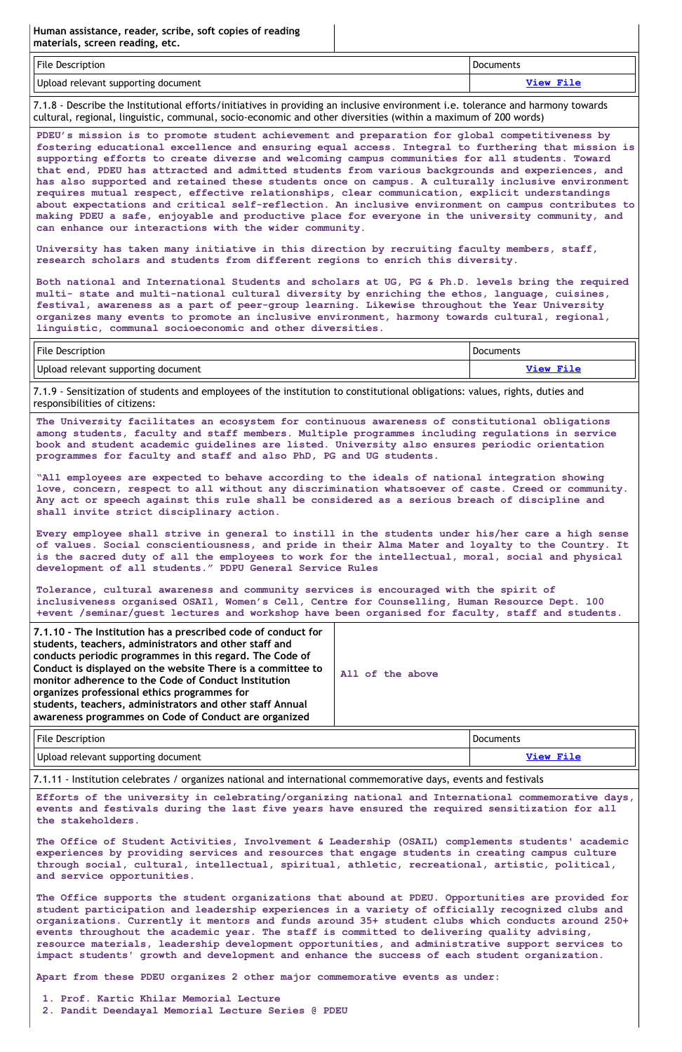| Human assistance, reader, scribe, soft copies of reading materials, screen reading, etc. | |
|---|---|

| File Description | Documents |
|---|---|
| Upload relevant supporting document | View File |

7.1.8 - Describe the Institutional efforts/initiatives in providing an inclusive environment i.e. tolerance and harmony towards cultural, regional, linguistic, communal, socio-economic and other diversities (within a maximum of 200 words)

PDEU's mission is to promote student achievement and preparation for global competitiveness by fostering educational excellence and ensuring equal access. Integral to furthering that mission is supporting efforts to create diverse and welcoming campus communities for all students. Toward that end, PDEU has attracted and admitted students from various backgrounds and experiences, and has also supported and retained these students once on campus. A culturally inclusive environment requires mutual respect, effective relationships, clear communication, explicit understandings about expectations and critical self-reflection. An inclusive environment on campus contributes to making PDEU a safe, enjoyable and productive place for everyone in the university community, and can enhance our interactions with the wider community.

University has taken many initiative in this direction by recruiting faculty members, staff, research scholars and students from different regions to enrich this diversity.

Both national and International Students and scholars at UG, PG & Ph.D. levels bring the required multi- state and multi-national cultural diversity by enriching the ethos, language, cuisines, festival, awareness as a part of peer-group learning. Likewise throughout the Year University organizes many events to promote an inclusive environment, harmony towards cultural, regional, linguistic, communal socioeconomic and other diversities.

| File Description | Documents |
|---|---|
| Upload relevant supporting document | View File |

7.1.9 - Sensitization of students and employees of the institution to constitutional obligations: values, rights, duties and responsibilities of citizens:

The University facilitates an ecosystem for continuous awareness of constitutional obligations among students, faculty and staff members. Multiple programmes including regulations in service book and student academic guidelines are listed. University also ensures periodic orientation programmes for faculty and staff and also PhD, PG and UG students.

"All employees are expected to behave according to the ideals of national integration showing love, concern, respect to all without any discrimination whatsoever of caste. Creed or community. Any act or speech against this rule shall be considered as a serious breach of discipline and shall invite strict disciplinary action.

Every employee shall strive in general to instill in the students under his/her care a high sense of values. Social conscientiousness, and pride in their Alma Mater and loyalty to the Country. It is the sacred duty of all the employees to work for the intellectual, moral, social and physical development of all students." PDPU General Service Rules

Tolerance, cultural awareness and community services is encouraged with the spirit of inclusiveness organised OSAIl, Women's Cell, Centre for Counselling, Human Resource Dept. 100 +event /seminar/guest lectures and workshop have been organised for faculty, staff and students.

| 7.1.10 - The Institution has a prescribed code of conduct for students, teachers, administrators and other staff and conducts periodic programmes in this regard. The Code of Conduct is displayed on the website There is a committee to monitor adherence to the Code of Conduct Institution organizes professional ethics programmes for students, teachers, administrators and other staff Annual awareness programmes on Code of Conduct are organized | All of the above |
|---|---|

| File Description | Documents |
|---|---|
| Upload relevant supporting document | View File |

7.1.11 - Institution celebrates / organizes national and international commemorative days, events and festivals

Efforts of the university in celebrating/organizing national and International commemorative days, events and festivals during the last five years have ensured the required sensitization for all the stakeholders.

The Office of Student Activities, Involvement & Leadership (OSAIL) complements students' academic experiences by providing services and resources that engage students in creating campus culture through social, cultural, intellectual, spiritual, athletic, recreational, artistic, political, and service opportunities.

The Office supports the student organizations that abound at PDEU. Opportunities are provided for student participation and leadership experiences in a variety of officially recognized clubs and organizations. Currently it mentors and funds around 35+ student clubs which conducts around 250+ events throughout the academic year. The staff is committed to delivering quality advising, resource materials, leadership development opportunities, and administrative support services to impact students' growth and development and enhance the success of each student organization.

Apart from these PDEU organizes 2 other major commemorative events as under:

1. Prof. Kartic Khilar Memorial Lecture
2. Pandit Deendayal Memorial Lecture Series @ PDEU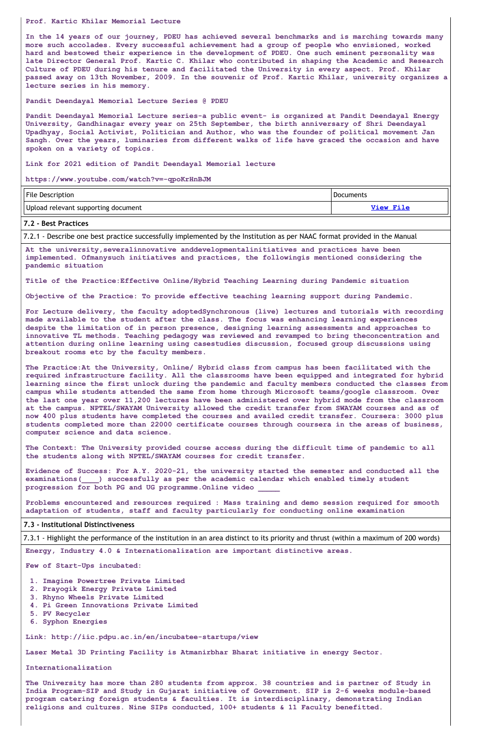Prof. Kartic Khilar Memorial Lecture

In the 14 years of our journey, PDEU has achieved several benchmarks and is marching towards many more such accolades. Every successful achievement had a group of people who envisioned, worked hard and bestowed their experience in the development of PDEU. One such eminent personality was late Director General Prof. Kartic C. Khilar who contributed in shaping the Academic and Research Culture of PDEU during his tenure and facilitated the University in every aspect. Prof. Khilar passed away on 13th November, 2009. In the souvenir of Prof. Kartic Khilar, university organizes a lecture series in his memory.

Pandit Deendayal Memorial Lecture Series @ PDEU

Pandit Deendayal Memorial Lecture series-a public event- is organized at Pandit Deendayal Energy University, Gandhinagar every year on 25th September, the birth anniversary of Shri Deendayal Upadhyay, Social Activist, Politician and Author, who was the founder of political movement Jan Sangh. Over the years, luminaries from different walks of life have graced the occasion and have spoken on a variety of topics.

Link for 2021 edition of Pandit Deendayal Memorial lecture

https://www.youtube.com/watch?v=-qpoKrHnBJM

| File Description | Documents |
|---|---|
| Upload relevant supporting document | View File |

## 7.2 - Best Practices

7.2.1 - Describe one best practice successfully implemented by the Institution as per NAAC format provided in the Manual

At the university,severalinnovative anddevelopmentalinitiatives and practices have been implemented. Ofmanysuch initiatives and practices, the followingis mentioned considering the pandemic situation

Title of the Practice:Effective Online/Hybrid Teaching Learning during Pandemic situation

Objective of the Practice: To provide effective teaching learning support during Pandemic.

For Lecture delivery, the faculty adoptedSynchronous (live) lectures and tutorials with recording made available to the student after the class. The focus was enhancing learning experiences despite the limitation of in person presence, designing learning assessments and approaches to innovative TL methods. Teaching pedagogy was reviewed and revamped to bring theconcentration and attention during online learning using casestudies discussion, focused group discussions using breakout rooms etc by the faculty members.

The Practice:At the University, Online/ Hybrid class from campus has been facilitated with the required infrastructure facility. All the classrooms have been equipped and integrated for hybrid learning since the first unlock during the pandemic and faculty members conducted the classes from campus while students attended the same from home through Microsoft teams/google classroom. Over the last one year over 11,200 lectures have been administered over hybrid mode from the classroom at the campus. NPTEL/SWAYAM University allowed the credit transfer from SWAYAM courses and as of now 400 plus students have completed the courses and availed credit transfer. Coursera: 3000 plus students completed more than 22000 certificate courses through coursera in the areas of business, computer science and data science.

The Context: The University provided course access during the difficult time of pandemic to all the students along with NPTEL/SWAYAM courses for credit transfer.

Evidence of Success: For A.Y. 2020-21, the university started the semester and conducted all the examinations(____) successfully as per the academic calendar which enabled timely student progression for both PG and UG programme.Online video _____

Problems encountered and resources required : Mass training and demo session required for smooth adaptation of students, staff and faculty particularly for conducting online examination

## 7.3 - Institutional Distinctiveness

7.3.1 - Highlight the performance of the institution in an area distinct to its priority and thrust (within a maximum of 200 words)

Energy, Industry 4.0 & Internationalization are important distinctive areas.

Few of Start-Ups incubated:

1. Imagine Powertree Private Limited
2. Prayogik Energy Private Limited
3. Rhyno Wheels Private Limited
4. Pi Green Innovations Private Limited
5. PV Recycler
6. Syphon Energies

Link: http://iic.pdpu.ac.in/en/incubatee-startups/view

Laser Metal 3D Printing Facility is Atmanirbhar Bharat initiative in energy Sector.

Internationalization

The University has more than 280 students from approx. 38 countries and is partner of Study in India Program-SIP and Study in Gujarat initiative of Government. SIP is 2-6 weeks module-based program catering foreign students & faculties. It is interdisciplinary, demonstrating Indian religions and cultures. Nine SIPs conducted, 100+ students & 11 Faculty benefitted.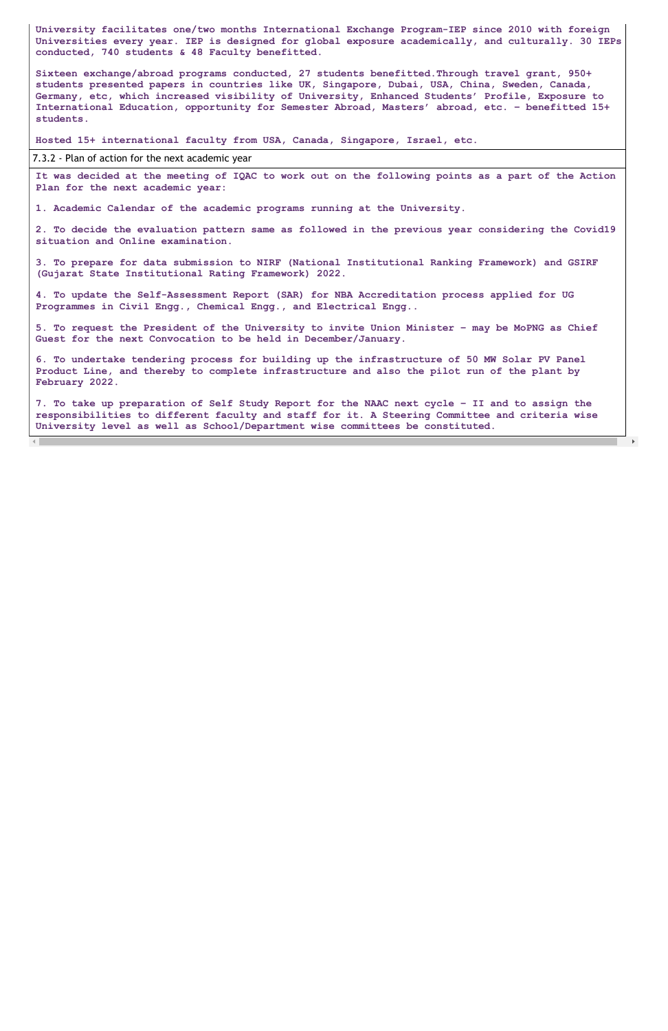University facilitates one/two months International Exchange Program-IEP since 2010 with foreign Universities every year. IEP is designed for global exposure academically, and culturally. 30 IEPs conducted, 740 students & 48 Faculty benefitted.

Sixteen exchange/abroad programs conducted, 27 students benefitted.Through travel grant, 950+ students presented papers in countries like UK, Singapore, Dubai, USA, China, Sweden, Canada, Germany, etc, which increased visibility of University, Enhanced Students' Profile, Exposure to International Education, opportunity for Semester Abroad, Masters' abroad, etc. – benefitted 15+ students.

Hosted 15+ international faculty from USA, Canada, Singapore, Israel, etc.

7.3.2 - Plan of action for the next academic year

It was decided at the meeting of IQAC to work out on the following points as a part of the Action Plan for the next academic year:

1. Academic Calendar of the academic programs running at the University.

2. To decide the evaluation pattern same as followed in the previous year considering the Covid19 situation and Online examination.

3. To prepare for data submission to NIRF (National Institutional Ranking Framework) and GSIRF (Gujarat State Institutional Rating Framework) 2022.

4. To update the Self-Assessment Report (SAR) for NBA Accreditation process applied for UG Programmes in Civil Engg., Chemical Engg., and Electrical Engg..

5. To request the President of the University to invite Union Minister – may be MoPNG as Chief Guest for the next Convocation to be held in December/January.

6. To undertake tendering process for building up the infrastructure of 50 MW Solar PV Panel Product Line, and thereby to complete infrastructure and also the pilot run of the plant by February 2022.

7. To take up preparation of Self Study Report for the NAAC next cycle – II and to assign the responsibilities to different faculty and staff for it. A Steering Committee and criteria wise University level as well as School/Department wise committees be constituted.